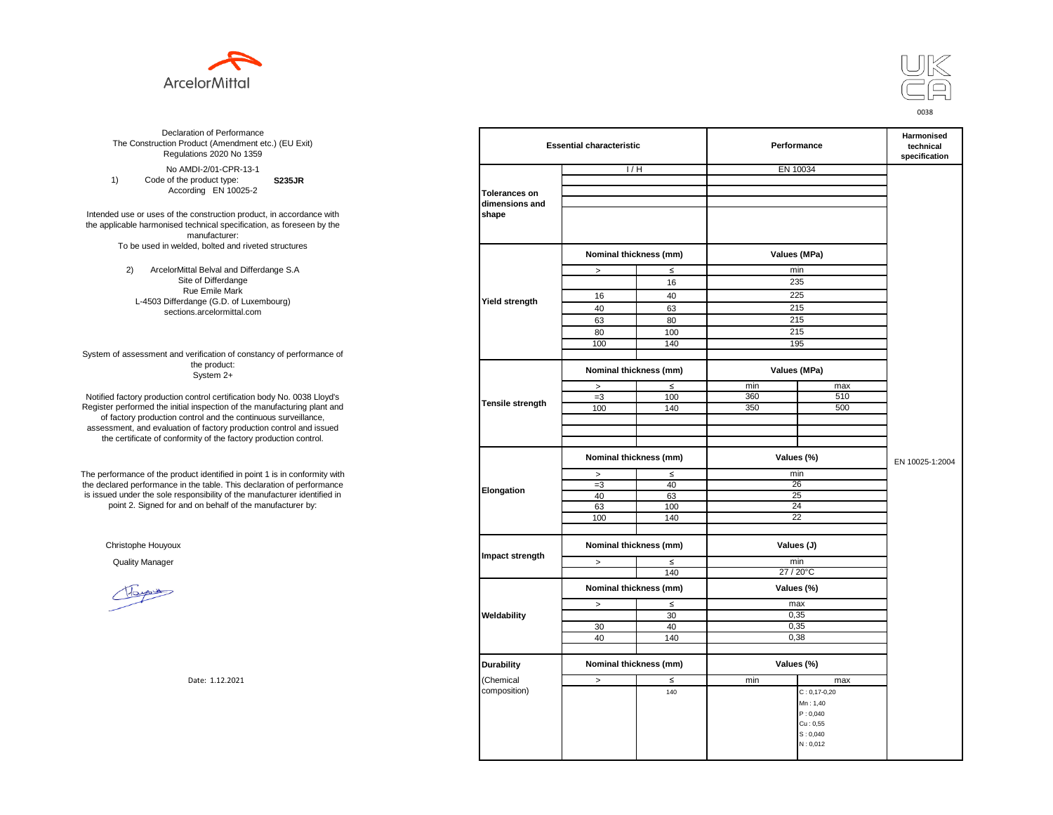ArcelorMittal

UK CA

0038

Declaration of Performance
The Construction Product (Amendment etc.) (EU Exit) Regulations 2020 No 1359

No AMDI-2/01-CPR-13-1

1) Code of the product type: **S235JR**
According EN 10025-2

Intended use or uses of the construction product, in accordance with the applicable harmonised technical specification, as foreseen by the manufacturer:
To be used in welded, bolted and riveted structures

2) ArcelorMittal Belval and Differdange S.A
Site of Differdange
Rue Emile Mark
L-4503 Differdange (G.D. of Luxembourg)
sections.arcelormittal.com

System of assessment and verification of constancy of performance of the product:
System 2+

Notified factory production control certification body No. 0038 Lloyd's Register performed the initial inspection of the manufacturing plant and of factory production control and the continuous surveillance, assessment, and evaluation of factory production control and issued the certificate of conformity of the factory production control.

The performance of the product identified in point 1 is in conformity with the declared performance in the table. This declaration of performance is issued under the sole responsibility of the manufacturer identified in point 2. Signed for and on behalf of the manufacturer by:

Christophe Houyoux

Quality Manager

Date: 1.12.2021

| Essential characteristic | | | Performance | | Harmonised technical specification |
|---|---|---|---|---|---|
| Tolerances on dimensions and shape | I / H | | EN 10034 | | EN 10025-1:2004 |
| Yield strength | Nominal thickness (mm) | | Values (MPa) | | |
| | > | ≤ | min | | |
| | | 16 | 235 | | |
| | 16 | 40 | 225 | | |
| | 40 | 63 | 215 | | |
| | 63 | 80 | 215 | | |
| | 80 | 100 | 215 | | |
| | 100 | 140 | 195 | | |
| Tensile strength | Nominal thickness (mm) | | Values (MPa) | | |
| | > | ≤ | min | max | |
| | =3 | 100 | 360 | 510 | |
| | 100 | 140 | 350 | 500 | |
| Elongation | Nominal thickness (mm) | | Values (%) | | |
| | > | ≤ | min | | |
| | =3 | 40 | 26 | | |
| | 40 | 63 | 25 | | |
| | 63 | 100 | 24 | | |
| | 100 | 140 | 22 | | |
| Impact strength | Nominal thickness (mm) | | Values (J) | | |
| | > | ≤ | min | | |
| | | 140 | 27 / 20°C | | |
| Weldability | Nominal thickness (mm) | | Values (%) | | |
| | > | ≤ | max | | |
| | | 30 | 0,35 | | |
| | 30 | 40 | 0,35 | | |
| | 40 | 140 | 0,38 | | |
| Durability (Chemical composition) | Nominal thickness (mm) | | Values (%) | | |
| | > | ≤ | min | max | |
| | | 140 | | C : 0,17-0,20<br>Mn : 1,40<br>P : 0,040<br>Cu : 0,55<br>S : 0,040<br>N : 0,012 | |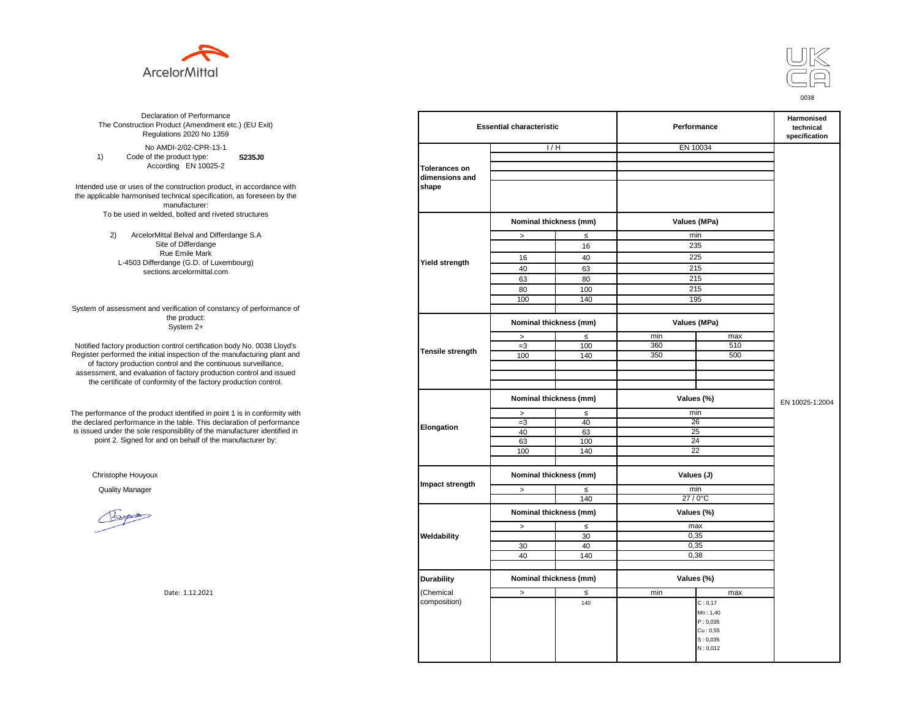ArcelorMittal

UK CA

0038

Declaration of Performance
The Construction Product (Amendment etc.) (EU Exit) Regulations 2020 No 1359

No AMDI-2/02-CPR-13-1

1) Code of the product type: **S235J0**
According EN 10025-2

Intended use or uses of the construction product, in accordance with the applicable harmonised technical specification, as foreseen by the manufacturer:
To be used in welded, bolted and riveted structures

2) ArcelorMittal Belval and Differdange S.A
Site of Differdange
Rue Emile Mark
L-4503 Differdange (G.D. of Luxembourg)
sections.arcelormittal.com

System of assessment and verification of constancy of performance of the product:
System 2+

Notified factory production control certification body No. 0038 Lloyd's Register performed the initial inspection of the manufacturing plant and of factory production control and the continuous surveillance, assessment, and evaluation of factory production control and issued the certificate of conformity of the factory production control.

The performance of the product identified in point 1 is in conformity with the declared performance in the table. This declaration of performance is issued under the sole responsibility of the manufacturer identified in point 2. Signed for and on behalf of the manufacturer by:

Christophe Houyoux

Quality Manager

Date: 1.12.2021

| Essential characteristic | | | Performance | | Harmonised technical specification |
|---|---|---|---|---|---|
| Tolerances on dimensions and shape | I / H | | EN 10034 | | EN 10025-1:2004 |
| Yield strength | Nominal thickness (mm) | | Values (MPa) | | |
| | > | ≤ | min | | |
| | | 16 | 235 | | |
| | 16 | 40 | 225 | | |
| | 40 | 63 | 215 | | |
| | 63 | 80 | 215 | | |
| | 80 | 100 | 215 | | |
| | 100 | 140 | 195 | | |
| Tensile strength | Nominal thickness (mm) | | Values (MPa) | | |
| | > | ≤ | min | max | |
| | =3 | 100 | 360 | 510 | |
| | 100 | 140 | 350 | 500 | |
| Elongation | Nominal thickness (mm) | | Values (%) | | |
| | > | ≤ | min | | |
| | =3 | 40 | 26 | | |
| | 40 | 63 | 25 | | |
| | 63 | 100 | 24 | | |
| | 100 | 140 | 22 | | |
| Impact strength | Nominal thickness (mm) | | Values (J) | | |
| | > | ≤ | min | | |
| | | 140 | 27 / 0°C | | |
| Weldability | Nominal thickness (mm) | | Values (%) | | |
| | > | ≤ | max | | |
| | | 30 | 0,35 | | |
| | 30 | 40 | 0,35 | | |
| | 40 | 140 | 0,38 | | |
| Durability (Chemical composition) | Nominal thickness (mm) | | Values (%) | | |
| | > | ≤ | min | max | |
| | | 140 | | C : 0,17<br>Mn : 1,40<br>P : 0,035<br>Cu : 0,55<br>S : 0,035<br>N : 0,012 | |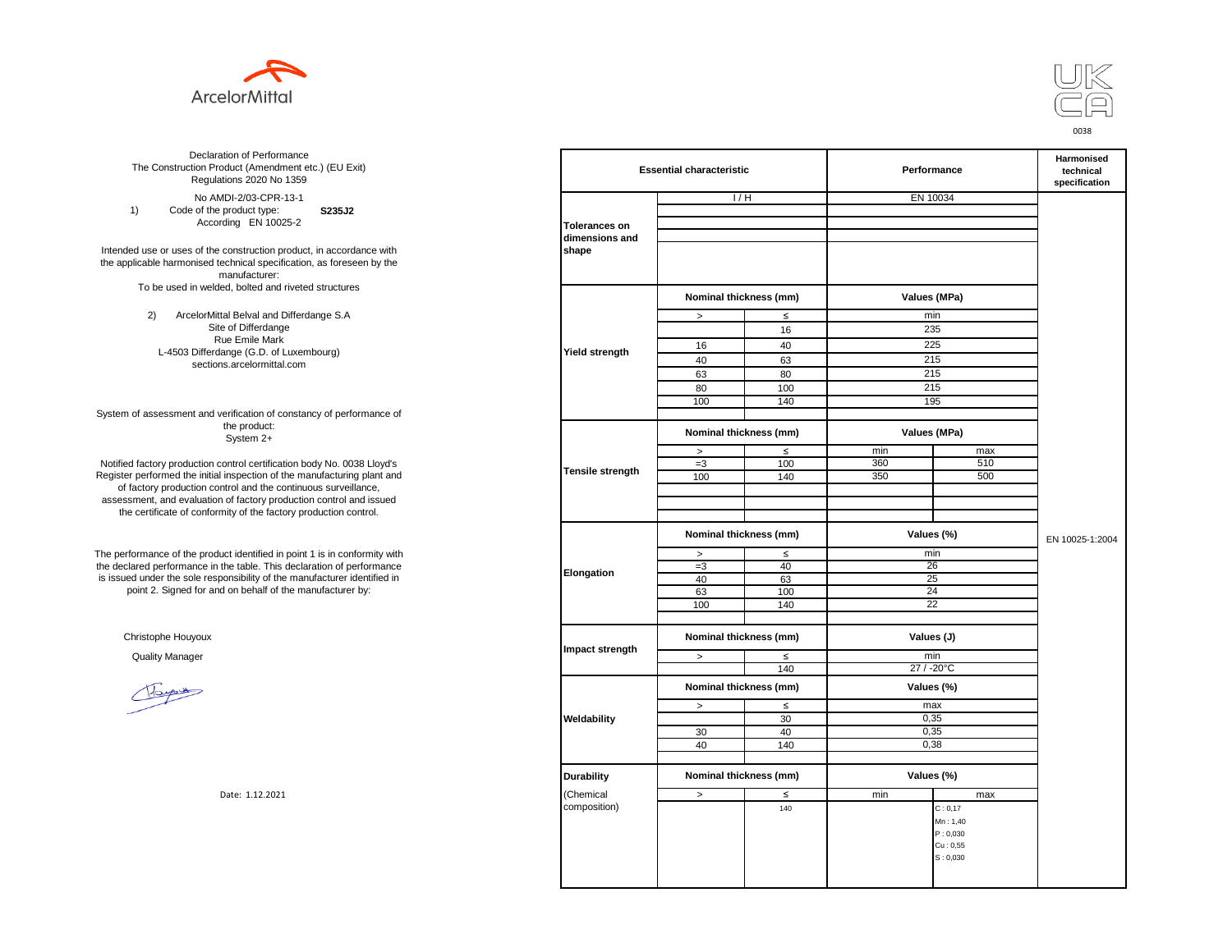ArcelorMittal

UK CA

0038

Declaration of Performance
The Construction Product (Amendment etc.) (EU Exit)
Regulations 2020 No 1359

No AMDI-2/03-CPR-13-1

1) Code of the product type: **S235J2**
According EN 10025-2

Intended use or uses of the construction product, in accordance with the applicable harmonised technical specification, as foreseen by the manufacturer:
To be used in welded, bolted and riveted structures

2) ArcelorMittal Belval and Differdange S.A
Site of Differdange
Rue Emile Mark
L-4503 Differdange (G.D. of Luxembourg)
sections.arcelormittal.com

System of assessment and verification of constancy of performance of the product:
System 2+

Notified factory production control certification body No. 0038 Lloyd's Register performed the initial inspection of the manufacturing plant and of factory production control and the continuous surveillance, assessment, and evaluation of factory production control and issued the certificate of conformity of the factory production control.

The performance of the product identified in point 1 is in conformity with the declared performance in the table. This declaration of performance is issued under the sole responsibility of the manufacturer identified in point 2. Signed for and on behalf of the manufacturer by:

Christophe Houyoux

Quality Manager

Date: 1.12.2021

| Essential characteristic | | | Performance | | Harmonised technical specification |
|---|---|---|---|---|---|
| Tolerances on dimensions and shape | I / H | | EN 10034 | | EN 10025-1:2004 |
| Yield strength | Nominal thickness (mm) | | Values (MPa) | | |
| | > | ≤ | min | | |
| | | 16 | 235 | | |
| | 16 | 40 | 225 | | |
| | 40 | 63 | 215 | | |
| | 63 | 80 | 215 | | |
| | 80 | 100 | 215 | | |
| | 100 | 140 | 195 | | |
| Tensile strength | Nominal thickness (mm) | | Values (MPa) | | |
| | > | ≤ | min | max | |
| | =3 | 100 | 360 | 510 | |
| | 100 | 140 | 350 | 500 | |
| Elongation | Nominal thickness (mm) | | Values (%) | | |
| | > | ≤ | min | | |
| | =3 | 40 | 26 | | |
| | 40 | 63 | 25 | | |
| | 63 | 100 | 24 | | |
| | 100 | 140 | 22 | | |
| Impact strength | Nominal thickness (mm) | | Values (J) | | |
| | > | ≤ | min | | |
| | | 140 | 27 / -20°C | | |
| Weldability | Nominal thickness (mm) | | Values (%) | | |
| | > | ≤ | max | | |
| | | 30 | 0,35 | | |
| | 30 | 40 | 0,35 | | |
| | 40 | 140 | 0,38 | | |
| Durability (Chemical composition) | Nominal thickness (mm) | | Values (%) | | |
| | > | ≤ | min | max | |
| | | 140 | | C : 0,17<br>Mn : 1,40<br>P : 0,030<br>Cu : 0,55<br>S : 0,030 | |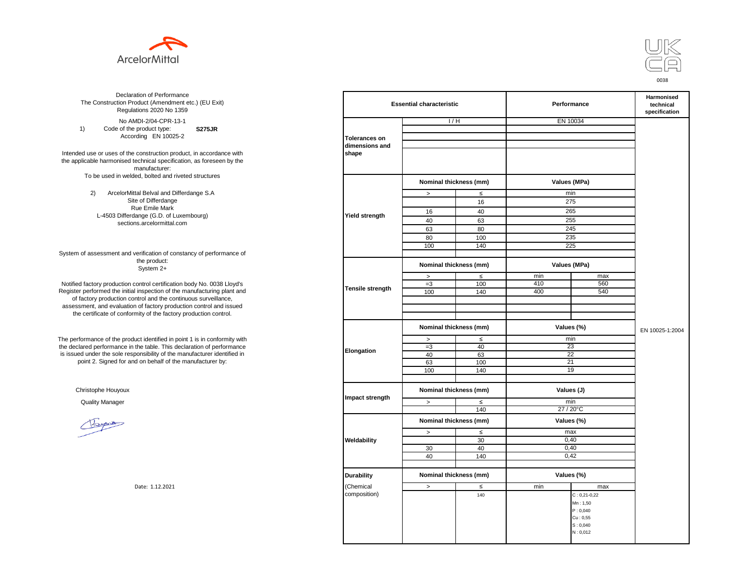ArcelorMittal

UK CA

0038

Declaration of Performance
The Construction Product (Amendment etc.) (EU Exit) Regulations 2020 No 1359

No AMDI-2/04-CPR-13-1

1) Code of the product type: **S275JR**
According EN 10025-2

Intended use or uses of the construction product, in accordance with the applicable harmonised technical specification, as foreseen by the manufacturer:
To be used in welded, bolted and riveted structures

2) ArcelorMittal Belval and Differdange S.A
Site of Differdange
Rue Emile Mark
L-4503 Differdange (G.D. of Luxembourg)
sections.arcelormittal.com

System of assessment and verification of constancy of performance of the product:
System 2+

Notified factory production control certification body No. 0038 Lloyd's Register performed the initial inspection of the manufacturing plant and of factory production control and the continuous surveillance, assessment, and evaluation of factory production control and issued the certificate of conformity of the factory production control.

The performance of the product identified in point 1 is in conformity with the declared performance in the table. This declaration of performance is issued under the sole responsibility of the manufacturer identified in point 2. Signed for and on behalf of the manufacturer by:

Christophe Houyoux

Quality Manager

Date: 1.12.2021

| Essential characteristic | | | Performance | | Harmonised technical specification |
|---|---|---|---|---|---|
| Tolerances on dimensions and shape | I / H | | EN 10034 | | EN 10025-1:2004 |
| Yield strength | Nominal thickness (mm) | | Values (MPa) | | |
| | > | ≤ | min | | |
| | | 16 | 275 | | |
| | 16 | 40 | 265 | | |
| | 40 | 63 | 255 | | |
| | 63 | 80 | 245 | | |
| | 80 | 100 | 235 | | |
| | 100 | 140 | 225 | | |
| Tensile strength | Nominal thickness (mm) | | Values (MPa) | | |
| | > | ≤ | min | max | |
| | =3 | 100 | 410 | 560 | |
| | 100 | 140 | 400 | 540 | |
| Elongation | Nominal thickness (mm) | | Values (%) | | |
| | > | ≤ | min | | |
| | =3 | 40 | 23 | | |
| | 40 | 63 | 22 | | |
| | 63 | 100 | 21 | | |
| | 100 | 140 | 19 | | |
| Impact strength | Nominal thickness (mm) | | Values (J) | | |
| | > | ≤ | min | | |
| | | 140 | 27 / 20°C | | |
| Weldability | Nominal thickness (mm) | | Values (%) | | |
| | > | ≤ | max | | |
| | | 30 | 0,40 | | |
| | 30 | 40 | 0,40 | | |
| | 40 | 140 | 0,42 | | |
| Durability (Chemical composition) | Nominal thickness (mm) | | Values (%) | | |
| | > | ≤ | min | max | |
| | | 140 | | C : 0,21-0,22<br>Mn : 1,50<br>P : 0,040<br>Cu : 0,55<br>S : 0,040<br>N : 0,012 | |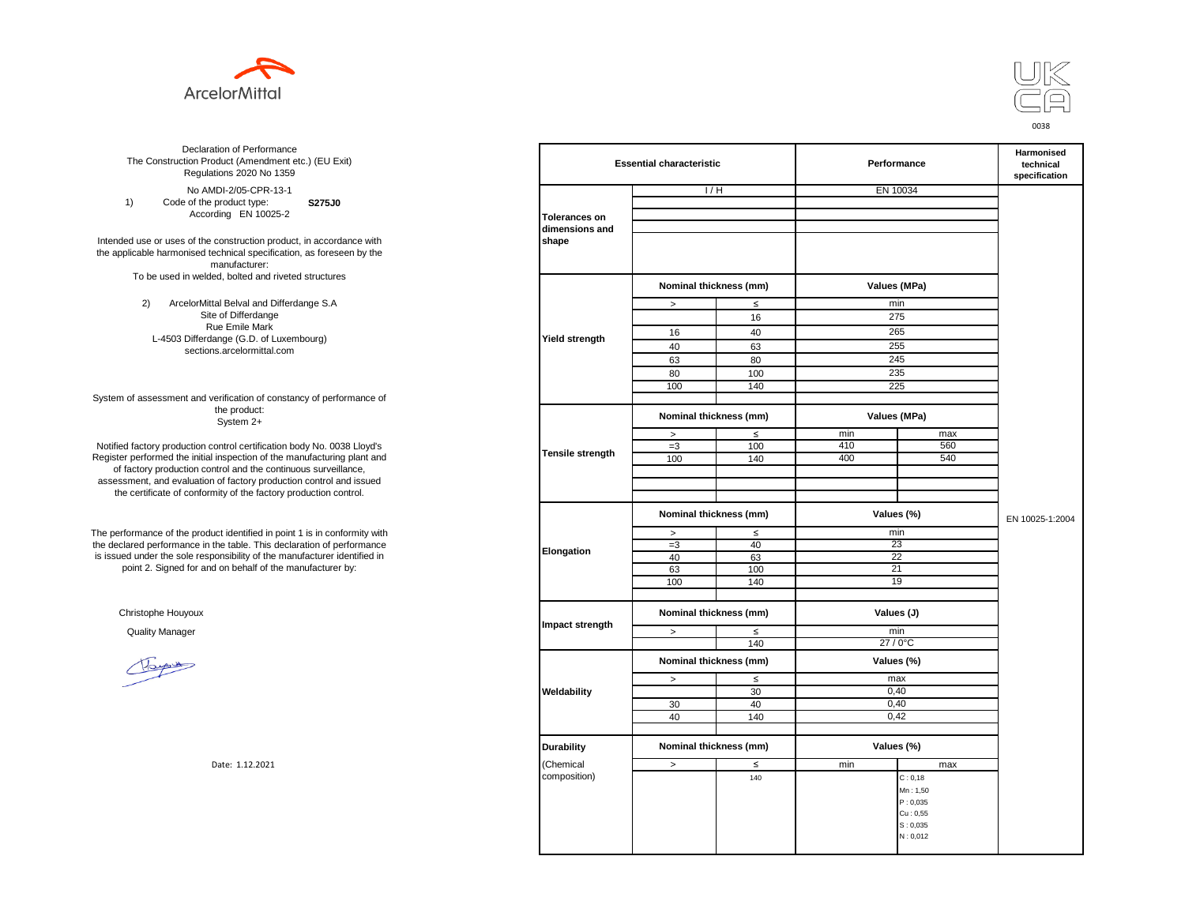ArcelorMittal

UK CA

0038

Declaration of Performance
The Construction Product (Amendment etc.) (EU Exit) Regulations 2020 No 1359

No AMDI-2/05-CPR-13-1

1) Code of the product type: **S275J0**
According EN 10025-2

Intended use or uses of the construction product, in accordance with the applicable harmonised technical specification, as foreseen by the manufacturer:
To be used in welded, bolted and riveted structures

2) ArcelorMittal Belval and Differdange S.A
Site of Differdange
Rue Emile Mark
L-4503 Differdange (G.D. of Luxembourg)
sections.arcelormittal.com

System of assessment and verification of constancy of performance of the product:
System 2+

Notified factory production control certification body No. 0038 Lloyd's Register performed the initial inspection of the manufacturing plant and of factory production control and the continuous surveillance, assessment, and evaluation of factory production control and issued the certificate of conformity of the factory production control.

The performance of the product identified in point 1 is in conformity with the declared performance in the table. This declaration of performance is issued under the sole responsibility of the manufacturer identified in point 2. Signed for and on behalf of the manufacturer by:

Christophe Houyoux

Quality Manager

Date: 1.12.2021

| Essential characteristic | | | Performance | | Harmonised technical specification |
|---|---|---|---|---|---|
| Tolerances on dimensions and shape | I / H | | EN 10034 | | EN 10025-1:2004 |
| Yield strength | Nominal thickness (mm) | | Values (MPa) | | |
| | > | ≤ | min | | |
| | | 16 | 275 | | |
| | 16 | 40 | 265 | | |
| | 40 | 63 | 255 | | |
| | 63 | 80 | 245 | | |
| | 80 | 100 | 235 | | |
| | 100 | 140 | 225 | | |
| Tensile strength | Nominal thickness (mm) | | Values (MPa) | | |
| | > | ≤ | min | max | |
| | =3 | 100 | 410 | 560 | |
| | 100 | 140 | 400 | 540 | |
| Elongation | Nominal thickness (mm) | | Values (%) | | |
| | > | ≤ | min | | |
| | =3 | 40 | 23 | | |
| | 40 | 63 | 22 | | |
| | 63 | 100 | 21 | | |
| | 100 | 140 | 19 | | |
| Impact strength | Nominal thickness (mm) | | Values (J) | | |
| | > | ≤ | min | | |
| | | 140 | 27 / 0°C | | |
| Weldability | Nominal thickness (mm) | | Values (%) | | |
| | > | ≤ | max | | |
| | | 30 | 0,40 | | |
| | 30 | 40 | 0,40 | | |
| | 40 | 140 | 0,42 | | |
| Durability (Chemical composition) | Nominal thickness (mm) | | Values (%) | | |
| | > | ≤ | min | max | |
| | | 140 | | C : 0,18<br>Mn : 1,50<br>P : 0,035<br>Cu : 0,55<br>S : 0,035<br>N : 0,012 | |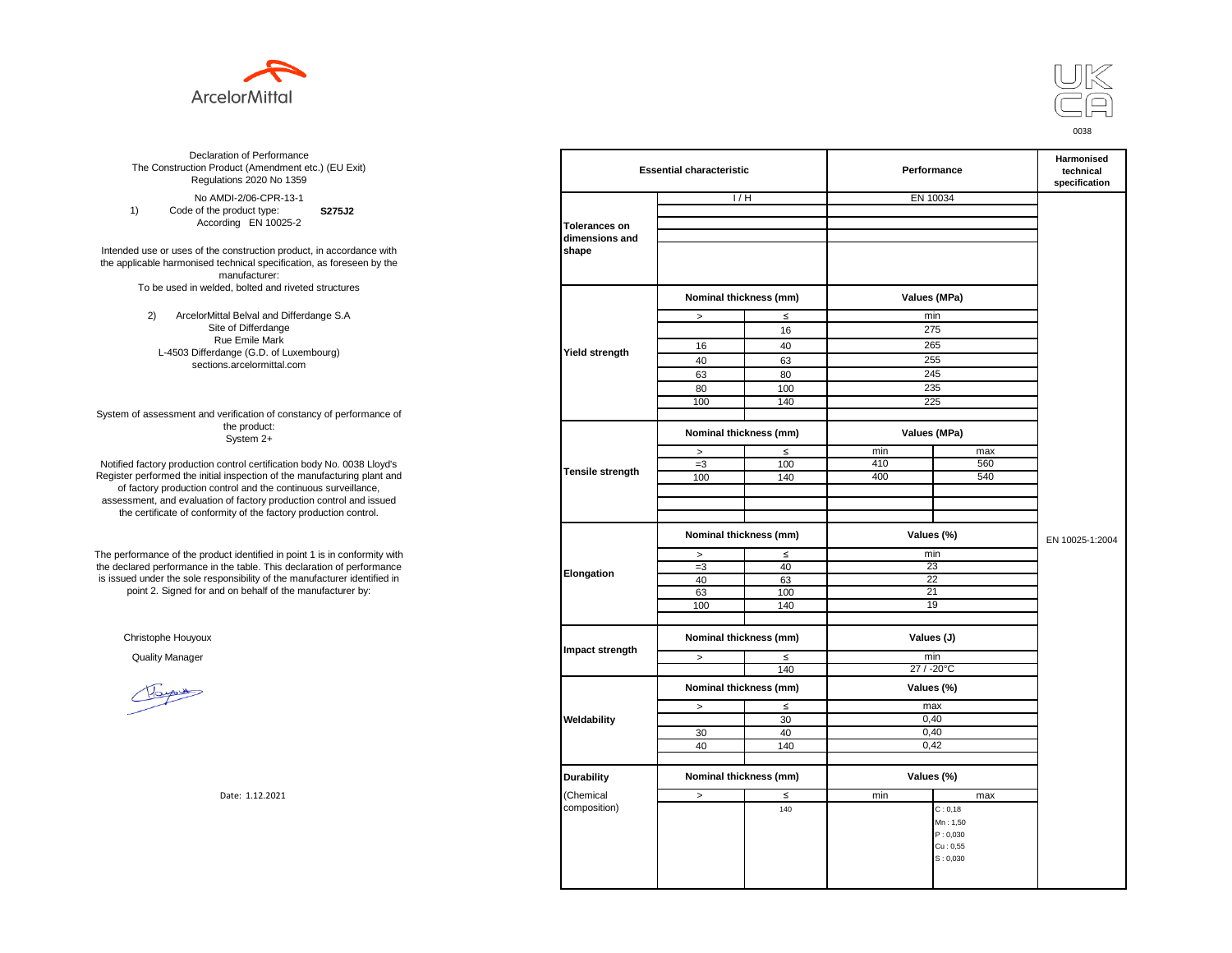ArcelorMittal

UK CA

0038

Declaration of Performance
The Construction Product (Amendment etc.) (EU Exit) Regulations 2020 No 1359

No AMDI-2/06-CPR-13-1

1) Code of the product type: **S275J2**
According EN 10025-2

Intended use or uses of the construction product, in accordance with the applicable harmonised technical specification, as foreseen by the manufacturer:
To be used in welded, bolted and riveted structures

2) ArcelorMittal Belval and Differdange S.A
Site of Differdange
Rue Emile Mark
L-4503 Differdange (G.D. of Luxembourg)
sections.arcelormittal.com

System of assessment and verification of constancy of performance of the product:
System 2+

Notified factory production control certification body No. 0038 Lloyd's Register performed the initial inspection of the manufacturing plant and of factory production control and the continuous surveillance, assessment, and evaluation of factory production control and issued the certificate of conformity of the factory production control.

The performance of the product identified in point 1 is in conformity with the declared performance in the table. This declaration of performance is issued under the sole responsibility of the manufacturer identified in point 2. Signed for and on behalf of the manufacturer by:

Christophe Houyoux

Quality Manager

Date: 1.12.2021

| Essential characteristic | | | Performance | | Harmonised technical specification |
|---|---|---|---|---|---|
| Tolerances on dimensions and shape | I / H | | EN 10034 | | EN 10025-1:2004 |
| Yield strength | Nominal thickness (mm) | | Values (MPa) | | |
| | > | ≤ | min | | |
| | | 16 | 275 | | |
| | 16 | 40 | 265 | | |
| | 40 | 63 | 255 | | |
| | 63 | 80 | 245 | | |
| | 80 | 100 | 235 | | |
| | 100 | 140 | 225 | | |
| Tensile strength | Nominal thickness (mm) | | Values (MPa) | | |
| | > | ≤ | min | max | |
| | =3 | 100 | 410 | 560 | |
| | 100 | 140 | 400 | 540 | |
| Elongation | Nominal thickness (mm) | | Values (%) | | |
| | > | ≤ | min | | |
| | =3 | 40 | 23 | | |
| | 40 | 63 | 22 | | |
| | 63 | 100 | 21 | | |
| | 100 | 140 | 19 | | |
| Impact strength | Nominal thickness (mm) | | Values (J) | | |
| | > | ≤ | min | | |
| | | 140 | 27 / -20°C | | |
| Weldability | Nominal thickness (mm) | | Values (%) | | |
| | > | ≤ | max | | |
| | | 30 | 0,40 | | |
| | 30 | 40 | 0,40 | | |
| | 40 | 140 | 0,42 | | |
| Durability (Chemical composition) | Nominal thickness (mm) | | Values (%) | | |
| | > | ≤ | min | max | |
| | | 140 | | C : 0,18<br>Mn : 1,50<br>P : 0,030<br>Cu : 0,55<br>S : 0,030 | |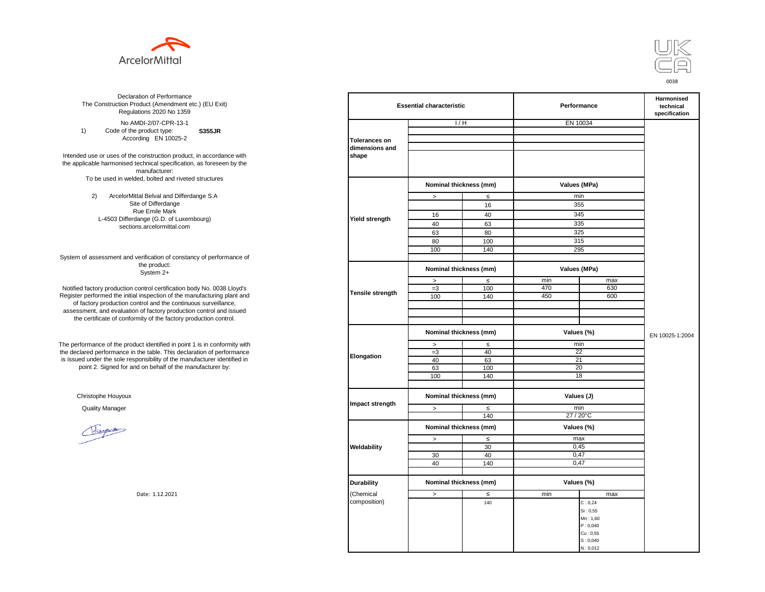ArcelorMittal

UK CA

0038

Declaration of Performance
The Construction Product (Amendment etc.) (EU Exit) Regulations 2020 No 1359

No AMDI-2/07-CPR-13-1

1) Code of the product type: **S355JR**
According EN 10025-2

Intended use or uses of the construction product, in accordance with the applicable harmonised technical specification, as foreseen by the manufacturer:
To be used in welded, bolted and riveted structures

2) ArcelorMittal Belval and Differdange S.A
Site of Differdange
Rue Emile Mark
L-4503 Differdange (G.D. of Luxembourg)
sections.arcelormittal.com

System of assessment and verification of constancy of performance of the product:
System 2+

Notified factory production control certification body No. 0038 Lloyd's Register performed the initial inspection of the manufacturing plant and of factory production control and the continuous surveillance, assessment, and evaluation of factory production control and issued the certificate of conformity of the factory production control.

The performance of the product identified in point 1 is in conformity with the declared performance in the table. This declaration of performance is issued under the sole responsibility of the manufacturer identified in point 2. Signed for and on behalf of the manufacturer by:

Christophe Houyoux

Quality Manager

Date: 1.12.2021

| Essential characteristic | | | Performance | | Harmonised technical specification |
|---|---|---|---|---|---|
| Tolerances on dimensions and shape | I / H | | EN 10034 | | EN 10025-1:2004 |
| Yield strength | Nominal thickness (mm) | | Values (MPa) | | |
| | > | ≤ | min | | |
| | | 16 | 355 | | |
| | 16 | 40 | 345 | | |
| | 40 | 63 | 335 | | |
| | 63 | 80 | 325 | | |
| | 80 | 100 | 315 | | |
| | 100 | 140 | 295 | | |
| Tensile strength | Nominal thickness (mm) | | Values (MPa) | | |
| | > | ≤ | min | max | |
| | =3 | 100 | 470 | 630 | |
| | 100 | 140 | 450 | 600 | |
| Elongation | Nominal thickness (mm) | | Values (%) | | |
| | > | ≤ | min | | |
| | =3 | 40 | 22 | | |
| | 40 | 63 | 21 | | |
| | 63 | 100 | 20 | | |
| | 100 | 140 | 18 | | |
| Impact strength | Nominal thickness (mm) | | Values (J) | | |
| | > | ≤ | min | | |
| | | 140 | 27 / 20°C | | |
| Weldability | Nominal thickness (mm) | | Values (%) | | |
| | > | ≤ | max | | |
| | | 30 | 0,45 | | |
| | 30 | 40 | 0,47 | | |
| | 40 | 140 | 0,47 | | |
| Durability (Chemical composition) | Nominal thickness (mm) | | Values (%) | | |
| | > | ≤ | min | max | |
| | | 140 | | C : 0,24<br>Si : 0,55<br>Mn : 1,60<br>P : 0,040<br>Cu : 0,55<br>S : 0,040<br>N : 0,012 | |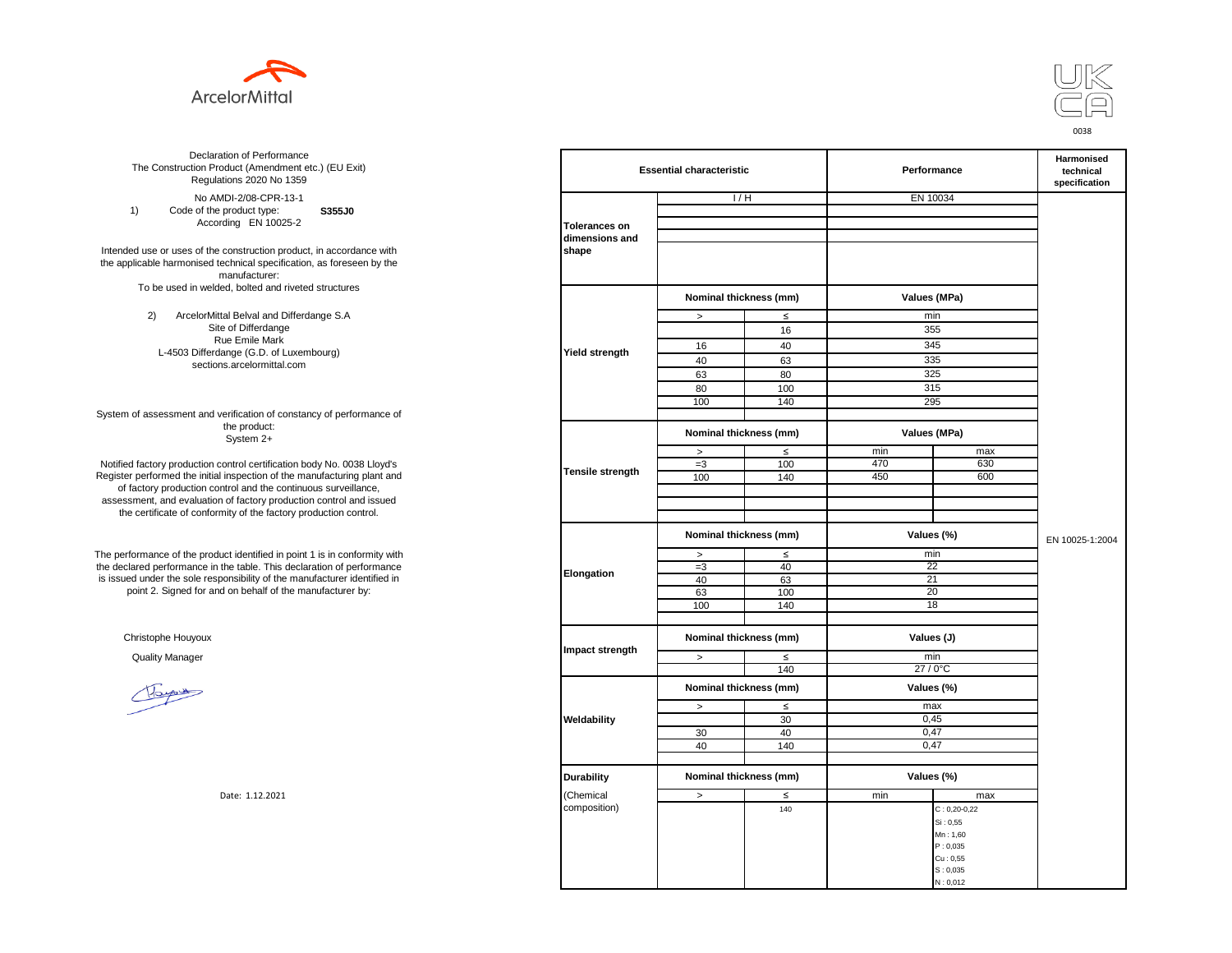ArcelorMittal

UK CA 0038

Declaration of Performance
The Construction Product (Amendment etc.) (EU Exit) Regulations 2020 No 1359

No AMDI-2/08-CPR-13-1

1) Code of the product type: **S355J0**
According EN 10025-2

Intended use or uses of the construction product, in accordance with the applicable harmonised technical specification, as foreseen by the manufacturer:
To be used in welded, bolted and riveted structures

2) ArcelorMittal Belval and Differdange S.A
Site of Differdange
Rue Emile Mark
L-4503 Differdange (G.D. of Luxembourg)
sections.arcelormittal.com

System of assessment and verification of constancy of performance of the product:
System 2+

Notified factory production control certification body No. 0038 Lloyd's Register performed the initial inspection of the manufacturing plant and of factory production control and the continuous surveillance, assessment, and evaluation of factory production control and issued the certificate of conformity of the factory production control.

The performance of the product identified in point 1 is in conformity with the declared performance in the table. This declaration of performance is issued under the sole responsibility of the manufacturer identified in point 2. Signed for and on behalf of the manufacturer by:

Christophe Houyoux

Quality Manager

Date: 1.12.2021

| Essential characteristic | | | Performance | | Harmonised technical specification |
|---|---|---|---|---|---|
| Tolerances on dimensions and shape | I / H | | EN 10034 | | EN 10025-1:2004 |
| Yield strength | Nominal thickness (mm) | | Values (MPa) | | |
| | > | ≤ | min | | |
| | | 16 | 355 | | |
| | 16 | 40 | 345 | | |
| | 40 | 63 | 335 | | |
| | 63 | 80 | 325 | | |
| | 80 | 100 | 315 | | |
| | 100 | 140 | 295 | | |
| Tensile strength | Nominal thickness (mm) | | Values (MPa) | | |
| | > | ≤ | min | max | |
| | =3 | 100 | 470 | 630 | |
| | 100 | 140 | 450 | 600 | |
| Elongation | Nominal thickness (mm) | | Values (%) | | |
| | > | ≤ | min | | |
| | =3 | 40 | 22 | | |
| | 40 | 63 | 21 | | |
| | 63 | 100 | 20 | | |
| | 100 | 140 | 18 | | |
| Impact strength | Nominal thickness (mm) | | Values (J) | | |
| | > | ≤ | min | | |
| | | 140 | 27 / 0°C | | |
| Weldability | Nominal thickness (mm) | | Values (%) | | |
| | > | ≤ | max | | |
| | | 30 | 0,45 | | |
| | 30 | 40 | 0,47 | | |
| | 40 | 140 | 0,47 | | |
| Durability (Chemical composition) | Nominal thickness (mm) | | Values (%) | | |
| | > | ≤ | min | max | |
| | | 140 | | C : 0,20-0,22<br>Si : 0,55<br>Mn : 1,60<br>P : 0,035<br>Cu : 0,55<br>S : 0,035<br>N : 0,012 | |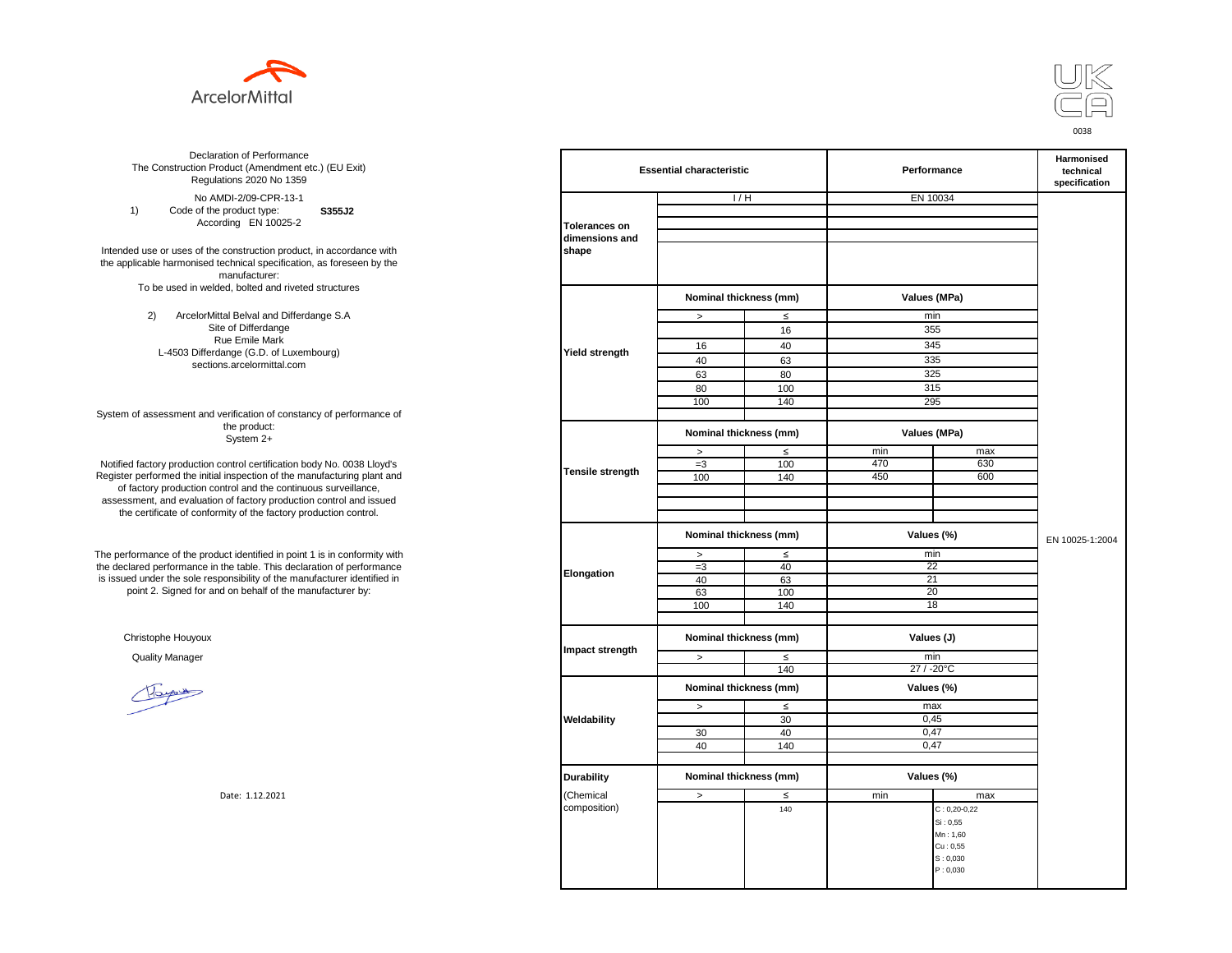ArcelorMittal

UK CA 0038

Declaration of Performance
The Construction Product (Amendment etc.) (EU Exit) Regulations 2020 No 1359

No AMDI-2/09-CPR-13-1

1) Code of the product type: **S355J2**
According EN 10025-2

Intended use or uses of the construction product, in accordance with the applicable harmonised technical specification, as foreseen by the manufacturer:
To be used in welded, bolted and riveted structures

2) ArcelorMittal Belval and Differdange S.A
Site of Differdange
Rue Emile Mark
L-4503 Differdange (G.D. of Luxembourg)
sections.arcelormittal.com

System of assessment and verification of constancy of performance of the product:
System 2+

Notified factory production control certification body No. 0038 Lloyd's Register performed the initial inspection of the manufacturing plant and of factory production control and the continuous surveillance, assessment, and evaluation of factory production control and issued the certificate of conformity of the factory production control.

The performance of the product identified in point 1 is in conformity with the declared performance in the table. This declaration of performance is issued under the sole responsibility of the manufacturer identified in point 2. Signed for and on behalf of the manufacturer by:

Christophe Houyoux

Quality Manager

Date: 1.12.2021

| Essential characteristic | | | Performance | | Harmonised technical specification |
|---|---|---|---|---|---|
| Tolerances on dimensions and shape | I / H | | EN 10034 | | EN 10025-1:2004 |
| Yield strength | Nominal thickness (mm) | | Values (MPa) | | |
| | > | ≤ | min | | |
| | | 16 | 355 | | |
| | 16 | 40 | 345 | | |
| | 40 | 63 | 335 | | |
| | 63 | 80 | 325 | | |
| | 80 | 100 | 315 | | |
| | 100 | 140 | 295 | | |
| Tensile strength | Nominal thickness (mm) | | Values (MPa) | | |
| | > | ≤ | min | max | |
| | =3 | 100 | 470 | 630 | |
| | 100 | 140 | 450 | 600 | |
| Elongation | Nominal thickness (mm) | | Values (%) | | |
| | > | ≤ | min | | |
| | =3 | 40 | 22 | | |
| | 40 | 63 | 21 | | |
| | 63 | 100 | 20 | | |
| | 100 | 140 | 18 | | |
| Impact strength | Nominal thickness (mm) | | Values (J) | | |
| | > | ≤ | min | | |
| | | 140 | 27 / -20°C | | |
| Weldability | Nominal thickness (mm) | | Values (%) | | |
| | > | ≤ | max | | |
| | | 30 | 0,45 | | |
| | 30 | 40 | 0,47 | | |
| | 40 | 140 | 0,47 | | |
| Durability (Chemical composition) | Nominal thickness (mm) | | Values (%) | | |
| | > | ≤ | min | max | |
| | | 140 | | C : 0,20-0,22<br>Si : 0,55<br>Mn : 1,60<br>Cu : 0,55<br>S : 0,030<br>P : 0,030 | |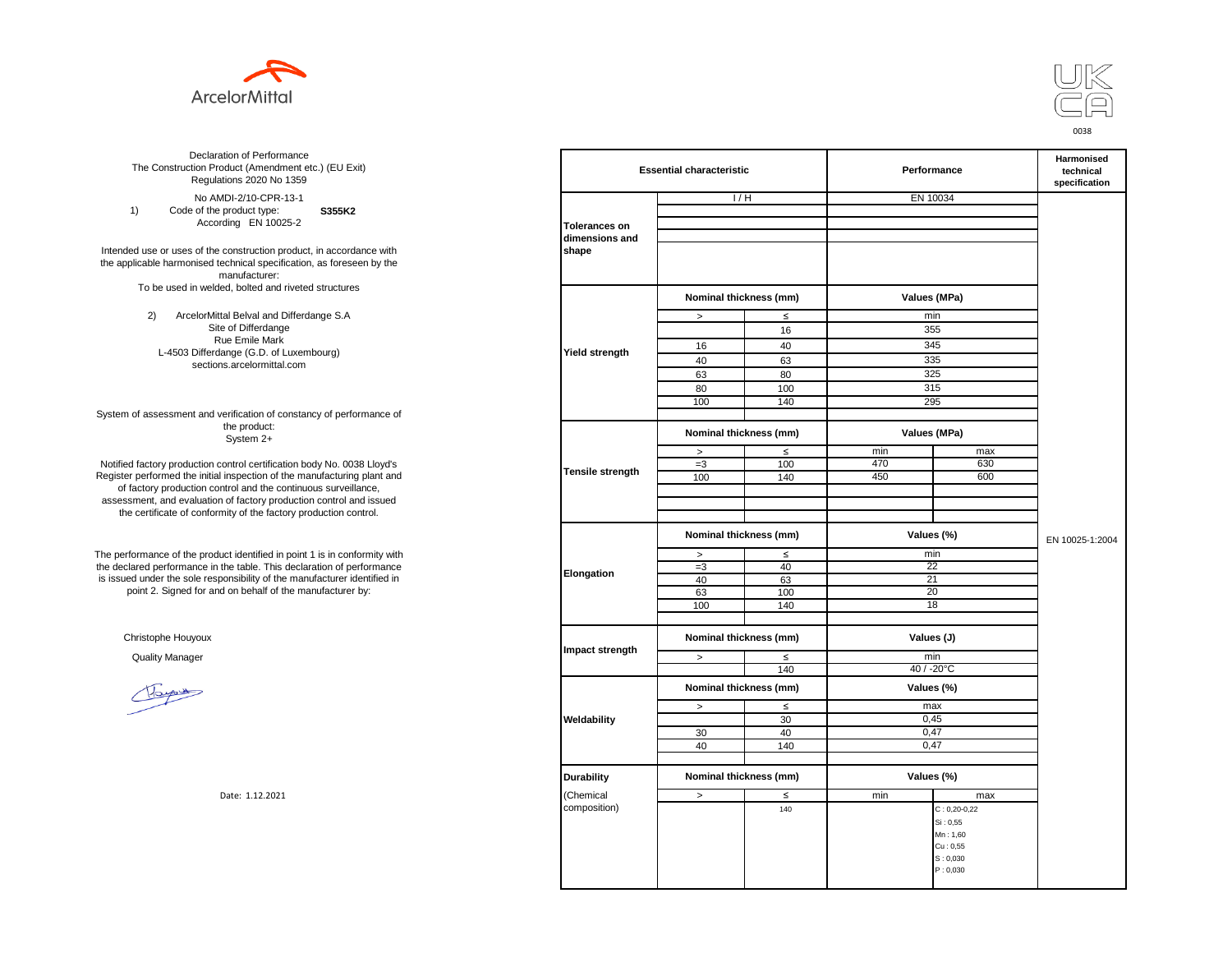ArcelorMittal

UK CA
0038

Declaration of Performance
The Construction Product (Amendment etc.) (EU Exit) Regulations 2020 No 1359

No AMDI-2/10-CPR-13-1

1) Code of the product type: **S355K2**
According EN 10025-2

Intended use or uses of the construction product, in accordance with the applicable harmonised technical specification, as foreseen by the manufacturer:
To be used in welded, bolted and riveted structures

2) ArcelorMittal Belval and Differdange S.A
Site of Differdange
Rue Emile Mark
L-4503 Differdange (G.D. of Luxembourg)
sections.arcelormittal.com

System of assessment and verification of constancy of performance of the product:
System 2+

Notified factory production control certification body No. 0038 Lloyd's Register performed the initial inspection of the manufacturing plant and of factory production control and the continuous surveillance, assessment, and evaluation of factory production control and issued the certificate of conformity of the factory production control.

The performance of the product identified in point 1 is in conformity with the declared performance in the table. This declaration of performance is issued under the sole responsibility of the manufacturer identified in point 2. Signed for and on behalf of the manufacturer by:

Christophe Houyoux

Quality Manager

Date: 1.12.2021

| Essential characteristic | | | Performance | | Harmonised technical specification |
|---|---|---|---|---|---|
| Tolerances on dimensions and shape | I / H | | EN 10034 | | EN 10025-1:2004 |
| Yield strength | Nominal thickness (mm) | | Values (MPa) | | |
| | > | ≤ | min | | |
| | | 16 | 355 | | |
| | 16 | 40 | 345 | | |
| | 40 | 63 | 335 | | |
| | 63 | 80 | 325 | | |
| | 80 | 100 | 315 | | |
| | 100 | 140 | 295 | | |
| Tensile strength | Nominal thickness (mm) | | Values (MPa) | | |
| | > | ≤ | min | max | |
| | =3 | 100 | 470 | 630 | |
| | 100 | 140 | 450 | 600 | |
| Elongation | Nominal thickness (mm) | | Values (%) | | |
| | > | ≤ | min | | |
| | =3 | 40 | 22 | | |
| | 40 | 63 | 21 | | |
| | 63 | 100 | 20 | | |
| | 100 | 140 | 18 | | |
| Impact strength | Nominal thickness (mm) | | Values (J) | | |
| | > | ≤ | min | | |
| | | 140 | 40 / -20°C | | |
| Weldability | Nominal thickness (mm) | | Values (%) | | |
| | > | ≤ | max | | |
| | | 30 | 0,45 | | |
| | 30 | 40 | 0,47 | | |
| | 40 | 140 | 0,47 | | |
| Durability (Chemical composition) | Nominal thickness (mm) | | Values (%) | | |
| | > | ≤ | min | max | |
| | | 140 | | C : 0,20-0,22<br>Si : 0,55<br>Mn : 1,60<br>Cu : 0,55<br>S : 0,030<br>P : 0,030 | |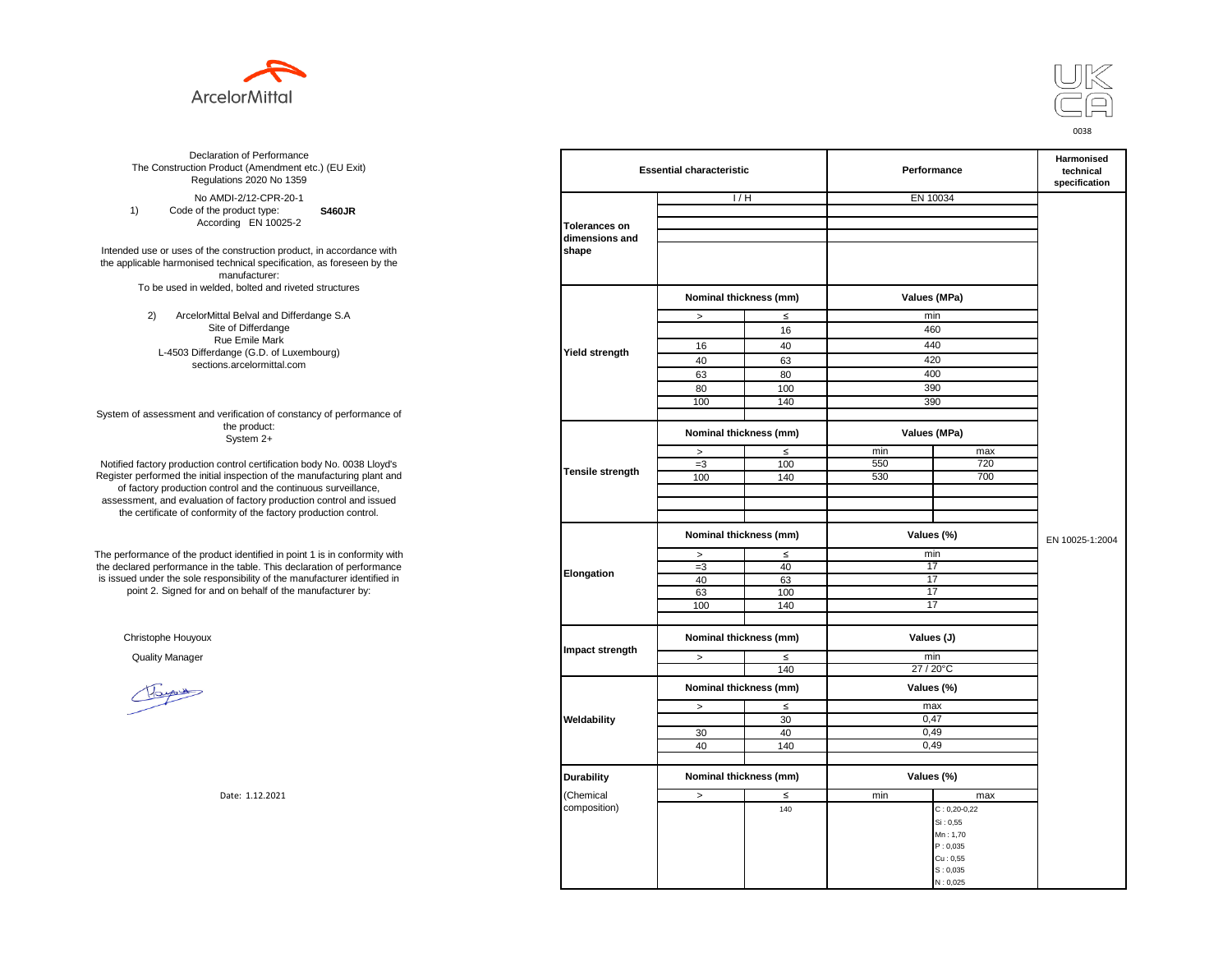ArcelorMittal

UK CA
0038

Declaration of Performance
The Construction Product (Amendment etc.) (EU Exit) Regulations 2020 No 1359

No AMDI-2/12-CPR-20-1

1) Code of the product type: **S460JR**
According EN 10025-2

Intended use or uses of the construction product, in accordance with the applicable harmonised technical specification, as foreseen by the manufacturer:
To be used in welded, bolted and riveted structures

2) ArcelorMittal Belval and Differdange S.A
Site of Differdange
Rue Emile Mark
L-4503 Differdange (G.D. of Luxembourg)
sections.arcelormittal.com

System of assessment and verification of constancy of performance of the product:
System 2+

Notified factory production control certification body No. 0038 Lloyd's Register performed the initial inspection of the manufacturing plant and of factory production control and the continuous surveillance, assessment, and evaluation of factory production control and issued the certificate of conformity of the factory production control.

The performance of the product identified in point 1 is in conformity with the declared performance in the table. This declaration of performance is issued under the sole responsibility of the manufacturer identified in point 2. Signed for and on behalf of the manufacturer by:

Christophe Houyoux
Quality Manager

Date: 1.12.2021

| Essential characteristic | | | Performance | | Harmonised technical specification |
|---|---|---|---|---|---|
| Tolerances on dimensions and shape | I / H | | EN 10034 | | EN 10025-1:2004 |
| Yield strength | Nominal thickness (mm) | | Values (MPa) | | |
| | > | ≤ | min | | |
| | | 16 | 460 | | |
| | 16 | 40 | 440 | | |
| | 40 | 63 | 420 | | |
| | 63 | 80 | 400 | | |
| | 80 | 100 | 390 | | |
| | 100 | 140 | 390 | | |
| Tensile strength | Nominal thickness (mm) | | Values (MPa) | | |
| | > | ≤ | min | max | |
| | =3 | 100 | 550 | 720 | |
| | 100 | 140 | 530 | 700 | |
| Elongation | Nominal thickness (mm) | | Values (%) | | |
| | > | ≤ | min | | |
| | =3 | 40 | 17 | | |
| | 40 | 63 | 17 | | |
| | 63 | 100 | 17 | | |
| | 100 | 140 | 17 | | |
| Impact strength | Nominal thickness (mm) | | Values (J) | | |
| | > | ≤ | min | | |
| | | 140 | 27 / 20°C | | |
| Weldability | Nominal thickness (mm) | | Values (%) | | |
| | > | ≤ | max | | |
| | | 30 | 0,47 | | |
| | 30 | 40 | 0,49 | | |
| | 40 | 140 | 0,49 | | |
| Durability (Chemical composition) | Nominal thickness (mm) | | Values (%) | | |
| | > | ≤ | min | max | |
| | | 140 | | C : 0,20-0,22<br>Si : 0,55<br>Mn : 1,70<br>P : 0,035<br>Cu : 0,55<br>S : 0,035<br>N : 0,025 | |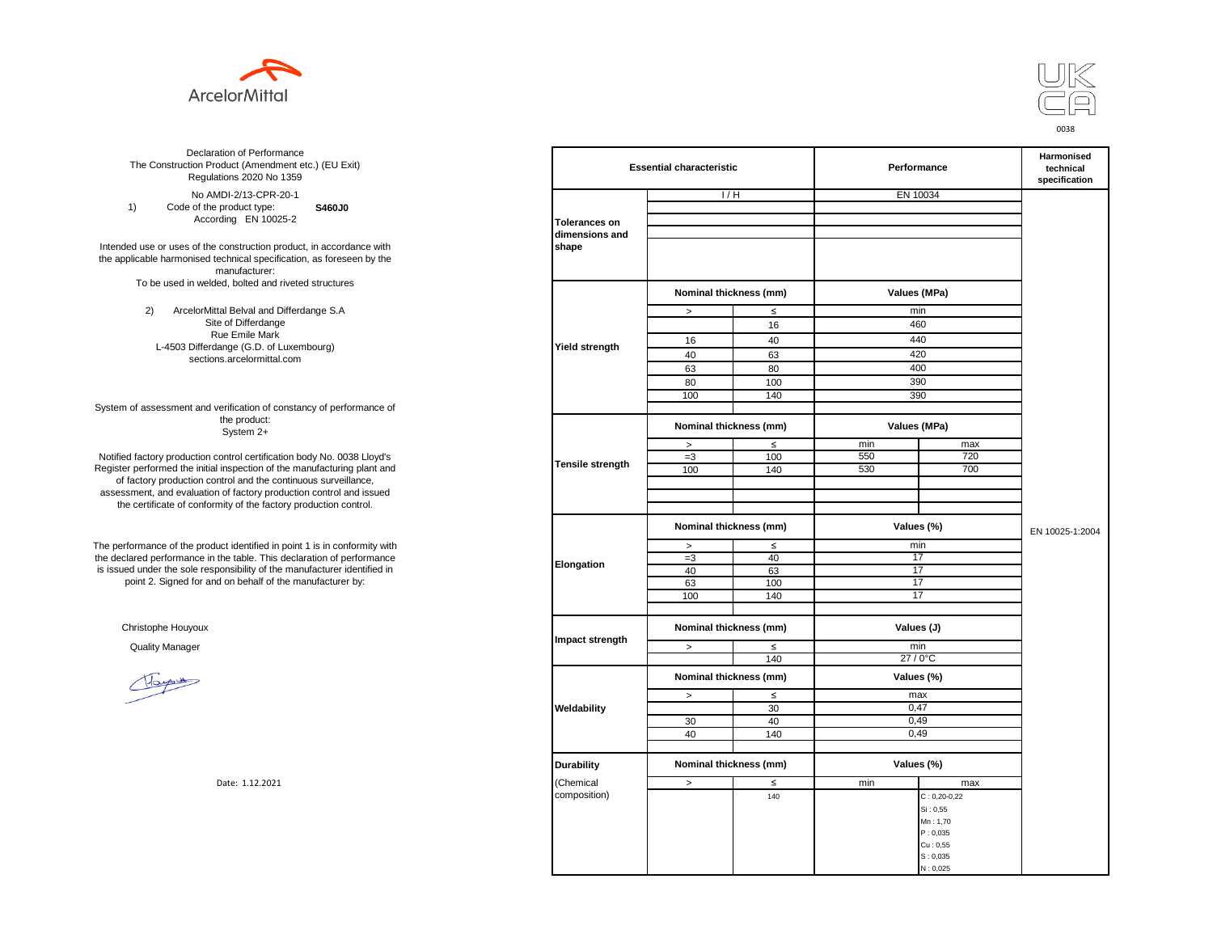ArcelorMittal

UK CA 0038

Declaration of Performance
The Construction Product (Amendment etc.) (EU Exit) Regulations 2020 No 1359

No AMDI-2/13-CPR-20-1

1) Code of the product type: **S460J0**
According EN 10025-2

Intended use or uses of the construction product, in accordance with the applicable harmonised technical specification, as foreseen by the manufacturer:
To be used in welded, bolted and riveted structures

2) ArcelorMittal Belval and Differdange S.A
Site of Differdange
Rue Emile Mark
L-4503 Differdange (G.D. of Luxembourg)
sections.arcelormittal.com

System of assessment and verification of constancy of performance of the product:
System 2+

Notified factory production control certification body No. 0038 Lloyd's Register performed the initial inspection of the manufacturing plant and of factory production control and the continuous surveillance, assessment, and evaluation of factory production control and issued the certificate of conformity of the factory production control.

The performance of the product identified in point 1 is in conformity with the declared performance in the table. This declaration of performance is issued under the sole responsibility of the manufacturer identified in point 2. Signed for and on behalf of the manufacturer by:

Christophe Houyoux

Quality Manager

Date: 1.12.2021

| Essential characteristic | | | Performance | | Harmonised technical specification |
|---|---|---|---|---|---|
| Tolerances on dimensions and shape | I / H | | EN 10034 | | EN 10025-1:2004 |
| Yield strength | Nominal thickness (mm) | | Values (MPa) | | |
| | > | ≤ | min | | |
| | | 16 | 460 | | |
| | 16 | 40 | 440 | | |
| | 40 | 63 | 420 | | |
| | 63 | 80 | 400 | | |
| | 80 | 100 | 390 | | |
| | 100 | 140 | 390 | | |
| Tensile strength | Nominal thickness (mm) | | Values (MPa) | | |
| | > | ≤ | min | max | |
| | =3 | 100 | 550 | 720 | |
| | 100 | 140 | 530 | 700 | |
| Elongation | Nominal thickness (mm) | | Values (%) | | |
| | > | ≤ | min | | |
| | =3 | 40 | 17 | | |
| | 40 | 63 | 17 | | |
| | 63 | 100 | 17 | | |
| | 100 | 140 | 17 | | |
| Impact strength | Nominal thickness (mm) | | Values (J) | | |
| | > | ≤ | min | | |
| | | 140 | 27 / 0°C | | |
| Weldability | Nominal thickness (mm) | | Values (%) | | |
| | > | ≤ | max | | |
| | | 30 | 0,47 | | |
| | 30 | 40 | 0,49 | | |
| | 40 | 140 | 0,49 | | |
| Durability (Chemical composition) | Nominal thickness (mm) | | Values (%) | | |
| | > | ≤ | min | max | |
| | | 140 | | C : 0,20-0,22<br>Si : 0,55<br>Mn : 1,70<br>P : 0,035<br>Cu : 0,55<br>S : 0,035<br>N : 0,025 | |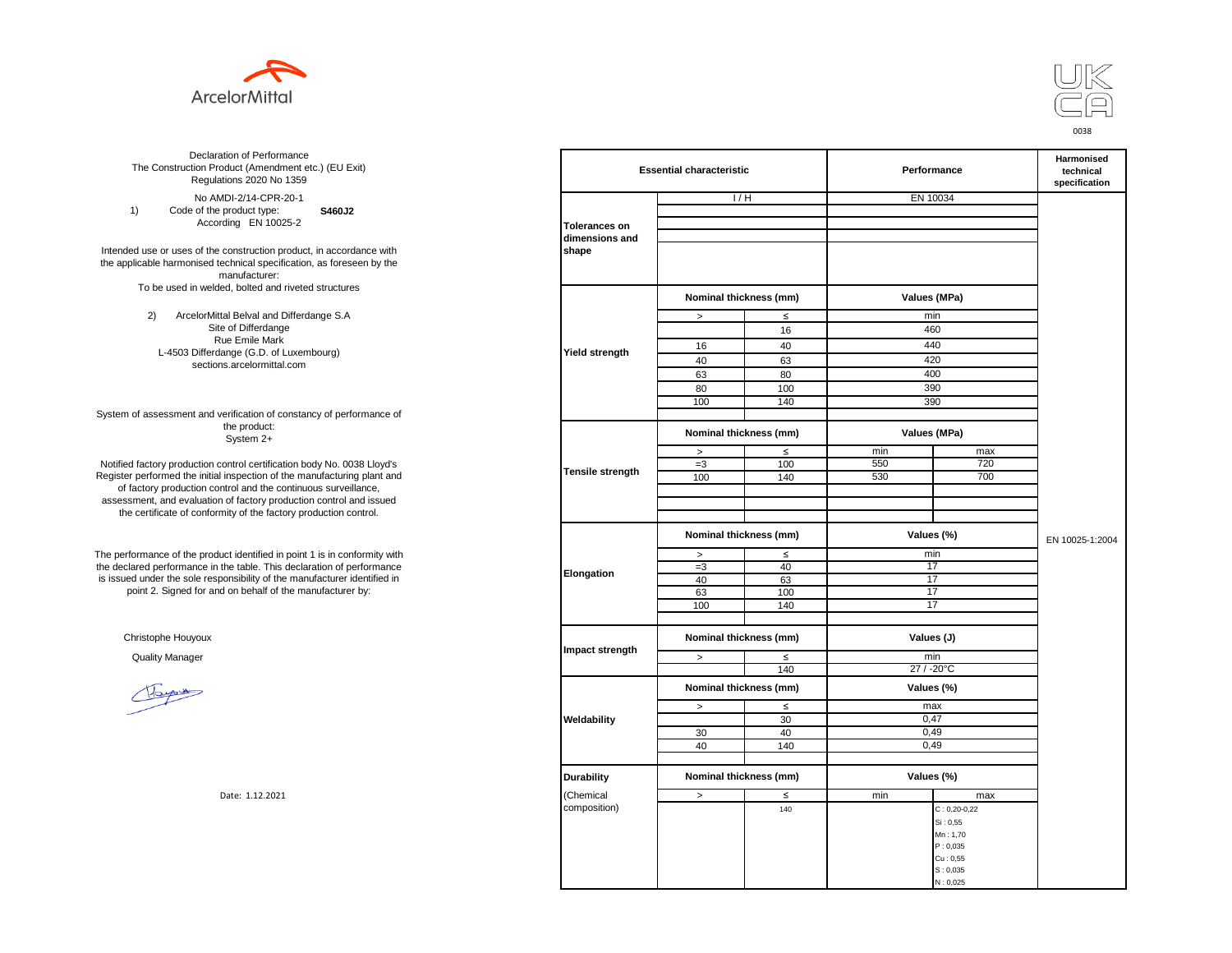ArcelorMittal

UK CA
0038

Declaration of Performance
The Construction Product (Amendment etc.) (EU Exit) Regulations 2020 No 1359

No AMDI-2/14-CPR-20-1

1) Code of the product type: **S460J2**
According EN 10025-2

Intended use or uses of the construction product, in accordance with the applicable harmonised technical specification, as foreseen by the manufacturer:
To be used in welded, bolted and riveted structures

2) ArcelorMittal Belval and Differdange S.A
Site of Differdange
Rue Emile Mark
L-4503 Differdange (G.D. of Luxembourg)
sections.arcelormittal.com

System of assessment and verification of constancy of performance of the product:
System 2+

Notified factory production control certification body No. 0038 Lloyd's Register performed the initial inspection of the manufacturing plant and of factory production control and the continuous surveillance, assessment, and evaluation of factory production control and issued the certificate of conformity of the factory production control.

The performance of the product identified in point 1 is in conformity with the declared performance in the table. This declaration of performance is issued under the sole responsibility of the manufacturer identified in point 2. Signed for and on behalf of the manufacturer by:

Christophe Houyoux

Quality Manager

Date: 1.12.2021

| Essential characteristic | | | Performance | | Harmonised technical specification |
|---|---|---|---|---|---|
| Tolerances on dimensions and shape | I / H | | EN 10034 | | EN 10025-1:2004 |
| Yield strength | Nominal thickness (mm) | | Values (MPa) | | |
| | > | ≤ | min | | |
| | | 16 | 460 | | |
| | 16 | 40 | 440 | | |
| | 40 | 63 | 420 | | |
| | 63 | 80 | 400 | | |
| | 80 | 100 | 390 | | |
| | 100 | 140 | 390 | | |
| Tensile strength | Nominal thickness (mm) | | Values (MPa) | | |
| | > | ≤ | min | max | |
| | =3 | 100 | 550 | 720 | |
| | 100 | 140 | 530 | 700 | |
| Elongation | Nominal thickness (mm) | | Values (%) | | |
| | > | ≤ | min | | |
| | =3 | 40 | 17 | | |
| | 40 | 63 | 17 | | |
| | 63 | 100 | 17 | | |
| | 100 | 140 | 17 | | |
| Impact strength | Nominal thickness (mm) | | Values (J) | | |
| | > | ≤ | min | | |
| | | 140 | 27 / -20°C | | |
| Weldability | Nominal thickness (mm) | | Values (%) | | |
| | > | ≤ | max | | |
| | | 30 | 0,47 | | |
| | 30 | 40 | 0,49 | | |
| | 40 | 140 | 0,49 | | |
| Durability (Chemical composition) | Nominal thickness (mm) | | Values (%) | | |
| | > | ≤ | min | max | |
| | | 140 | | C : 0,20-0,22<br>Si : 0,55<br>Mn : 1,70<br>P : 0,035<br>Cu : 0,55<br>S : 0,035<br>N : 0,025 | |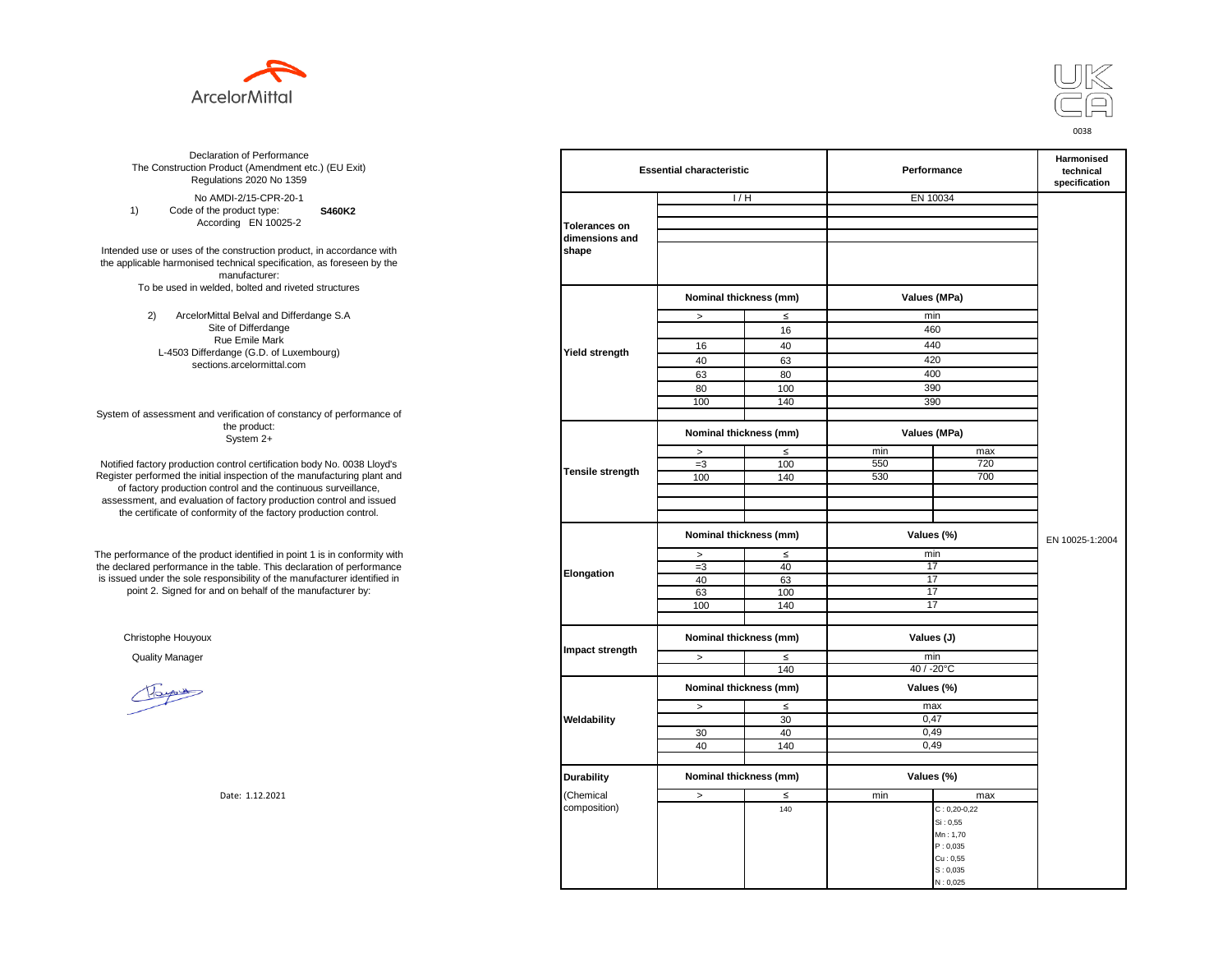ArcelorMittal

UK CA

0038

Declaration of Performance
The Construction Product (Amendment etc.) (EU Exit) Regulations 2020 No 1359

No AMDI-2/15-CPR-20-1

1) Code of the product type: **S460K2**
According EN 10025-2

Intended use or uses of the construction product, in accordance with the applicable harmonised technical specification, as foreseen by the manufacturer:
To be used in welded, bolted and riveted structures

2) ArcelorMittal Belval and Differdange S.A
Site of Differdange
Rue Emile Mark
L-4503 Differdange (G.D. of Luxembourg)
sections.arcelormittal.com

System of assessment and verification of constancy of performance of the product:
System 2+

Notified factory production control certification body No. 0038 Lloyd's Register performed the initial inspection of the manufacturing plant and of factory production control and the continuous surveillance, assessment, and evaluation of factory production control and issued the certificate of conformity of the factory production control.

The performance of the product identified in point 1 is in conformity with the declared performance in the table. This declaration of performance is issued under the sole responsibility of the manufacturer identified in point 2. Signed for and on behalf of the manufacturer by:

Christophe Houyoux

Quality Manager

Date: 1.12.2021

| Essential characteristic | | | Performance | | Harmonised technical specification |
|---|---|---|---|---|---|
| Tolerances on dimensions and shape | I / H | | EN 10034 | | EN 10025-1:2004 |
| Yield strength | Nominal thickness (mm) | | Values (MPa) | | |
| | > | ≤ | min | | |
| | | 16 | 460 | | |
| | 16 | 40 | 440 | | |
| | 40 | 63 | 420 | | |
| | 63 | 80 | 400 | | |
| | 80 | 100 | 390 | | |
| | 100 | 140 | 390 | | |
| Tensile strength | Nominal thickness (mm) | | Values (MPa) | | |
| | > | ≤ | min | max | |
| | =3 | 100 | 550 | 720 | |
| | 100 | 140 | 530 | 700 | |
| Elongation | Nominal thickness (mm) | | Values (%) | | |
| | > | ≤ | min | | |
| | =3 | 40 | 17 | | |
| | 40 | 63 | 17 | | |
| | 63 | 100 | 17 | | |
| | 100 | 140 | 17 | | |
| Impact strength | Nominal thickness (mm) | | Values (J) | | |
| | > | ≤ | min | | |
| | | 140 | 40 / -20°C | | |
| Weldability | Nominal thickness (mm) | | Values (%) | | |
| | > | ≤ | max | | |
| | | 30 | 0,47 | | |
| | 30 | 40 | 0,49 | | |
| | 40 | 140 | 0,49 | | |
| Durability (Chemical composition) | Nominal thickness (mm) | | Values (%) | | |
| | > | ≤ | min | max | |
| | | 140 | | C : 0,20-0,22<br>Si : 0,55<br>Mn : 1,70<br>P : 0,035<br>Cu : 0,55<br>S : 0,035<br>N : 0,025 | |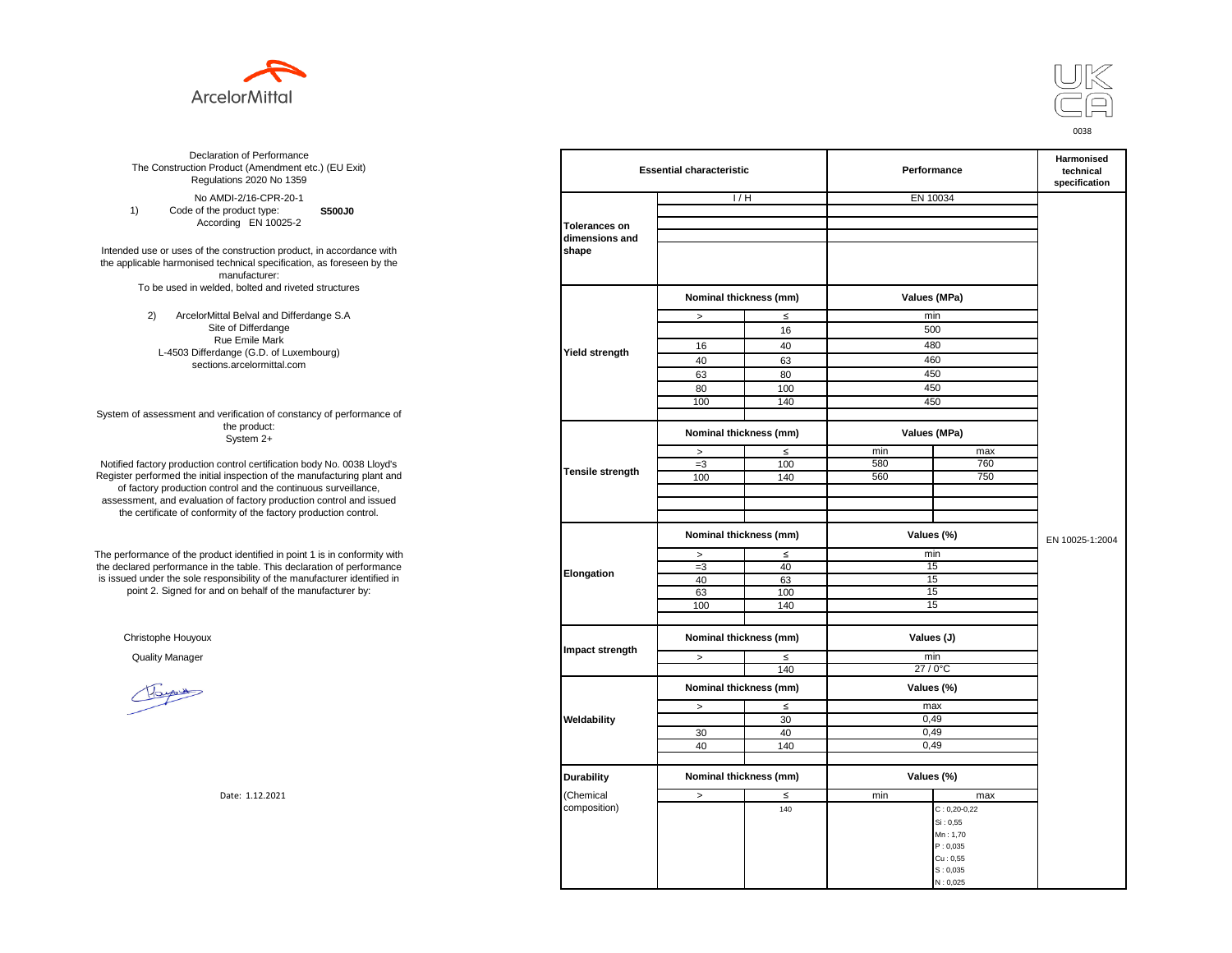ArcelorMittal

UK CA
0038

Declaration of Performance
The Construction Product (Amendment etc.) (EU Exit) Regulations 2020 No 1359

No AMDI-2/16-CPR-20-1

1) Code of the product type: **S500J0**
According EN 10025-2

Intended use or uses of the construction product, in accordance with the applicable harmonised technical specification, as foreseen by the manufacturer:
To be used in welded, bolted and riveted structures

2) ArcelorMittal Belval and Differdange S.A
Site of Differdange
Rue Emile Mark
L-4503 Differdange (G.D. of Luxembourg)
sections.arcelormittal.com

System of assessment and verification of constancy of performance of the product:
System 2+

Notified factory production control certification body No. 0038 Lloyd's Register performed the initial inspection of the manufacturing plant and of factory production control and the continuous surveillance, assessment, and evaluation of factory production control and issued the certificate of conformity of the factory production control.

The performance of the product identified in point 1 is in conformity with the declared performance in the table. This declaration of performance is issued under the sole responsibility of the manufacturer identified in point 2. Signed for and on behalf of the manufacturer by:

Christophe Houyoux

Quality Manager

Date: 1.12.2021

| Essential characteristic | | | Performance | | Harmonised technical specification |
|---|---|---|---|---|---|
| Tolerances on dimensions and shape | I / H | | EN 10034 | | EN 10025-1:2004 |
| Yield strength | Nominal thickness (mm) | | Values (MPa) | | |
| | > | ≤ | min | | |
| | | 16 | 500 | | |
| | 16 | 40 | 480 | | |
| | 40 | 63 | 460 | | |
| | 63 | 80 | 450 | | |
| | 80 | 100 | 450 | | |
| | 100 | 140 | 450 | | |
| Tensile strength | Nominal thickness (mm) | | Values (MPa) | | |
| | > | ≤ | min | max | |
| | =3 | 100 | 580 | 760 | |
| | 100 | 140 | 560 | 750 | |
| Elongation | Nominal thickness (mm) | | Values (%) | | |
| | > | ≤ | min | | |
| | =3 | 40 | 15 | | |
| | 40 | 63 | 15 | | |
| | 63 | 100 | 15 | | |
| | 100 | 140 | 15 | | |
| Impact strength | Nominal thickness (mm) | | Values (J) | | |
| | > | ≤ | min | | |
| | | 140 | 27 / 0°C | | |
| Weldability | Nominal thickness (mm) | | Values (%) | | |
| | > | ≤ | max | | |
| | | 30 | 0,49 | | |
| | 30 | 40 | 0,49 | | |
| | 40 | 140 | 0,49 | | |
| Durability (Chemical composition) | Nominal thickness (mm) | | Values (%) | | |
| | > | ≤ | min | max | |
| | | 140 | | C : 0,20-0,22<br>Si : 0,55<br>Mn : 1,70<br>P : 0,035<br>Cu : 0,55<br>S : 0,035<br>N : 0,025 | |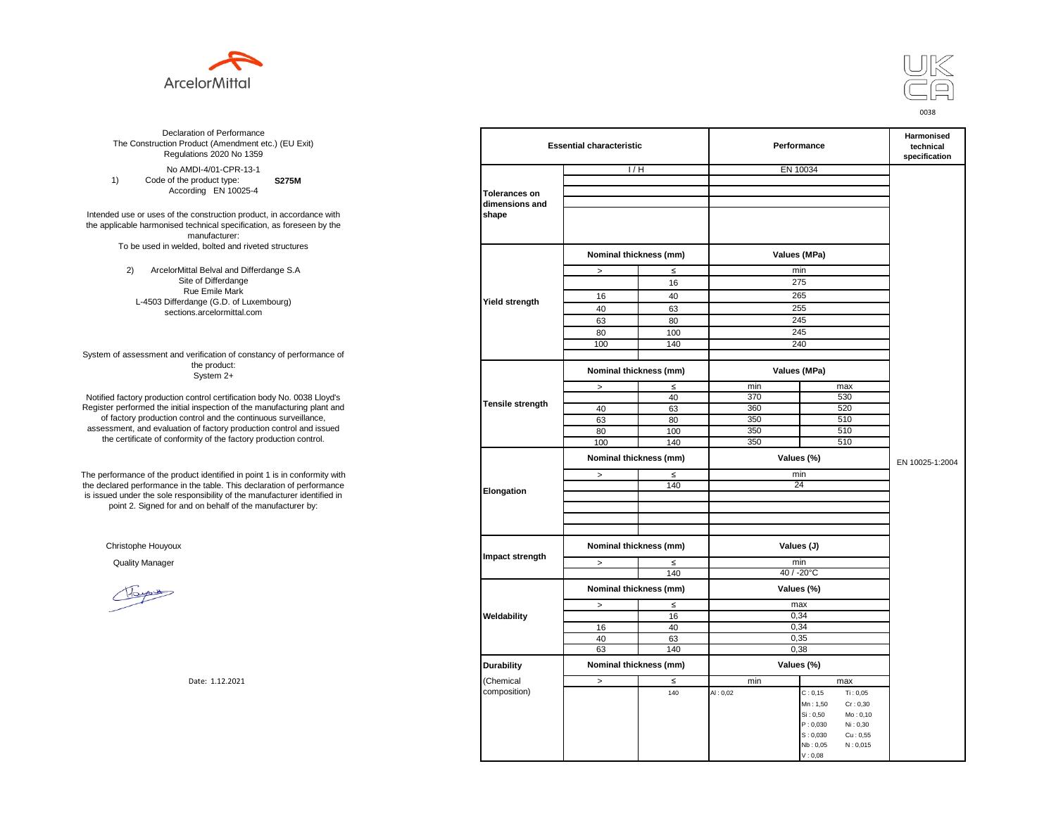ArcelorMittal

UK CA 0038

Declaration of Performance
The Construction Product (Amendment etc.) (EU Exit) Regulations 2020 No 1359

No AMDI-4/01-CPR-13-1

1) Code of the product type: **S275M**
According EN 10025-4

Intended use or uses of the construction product, in accordance with the applicable harmonised technical specification, as foreseen by the manufacturer:
To be used in welded, bolted and riveted structures

2) ArcelorMittal Belval and Differdange S.A
Site of Differdange
Rue Emile Mark
L-4503 Differdange (G.D. of Luxembourg)
sections.arcelormittal.com

System of assessment and verification of constancy of performance of the product:
System 2+

Notified factory production control certification body No. 0038 Lloyd's Register performed the initial inspection of the manufacturing plant and of factory production control and the continuous surveillance, assessment, and evaluation of factory production control and issued the certificate of conformity of the factory production control.

The performance of the product identified in point 1 is in conformity with the declared performance in the table. This declaration of performance is issued under the sole responsibility of the manufacturer identified in point 2. Signed for and on behalf of the manufacturer by:

Christophe Houyoux

Quality Manager

Date: 1.12.2021

| Essential characteristic | | | Performance | | Harmonised technical specification |
|---|---|---|---|---|---|
| Tolerances on dimensions and shape | I / H | | EN 10034 | | EN 10025-1:2004 |
| Yield strength | Nominal thickness (mm) | | Values (MPa) | | |
| | > | ≤ | min | | |
| | | 16 | 275 | | |
| | 16 | 40 | 265 | | |
| | 40 | 63 | 255 | | |
| | 63 | 80 | 245 | | |
| | 80 | 100 | 245 | | |
| | 100 | 140 | 240 | | |
| Tensile strength | Nominal thickness (mm) | | Values (MPa) | | |
| | > | ≤ | min | max | |
| | | 40 | 370 | 530 | |
| | 40 | 63 | 360 | 520 | |
| | 63 | 80 | 350 | 510 | |
| | 80 | 100 | 350 | 510 | |
| | 100 | 140 | 350 | 510 | |
| Elongation | Nominal thickness (mm) | | Values (%) | | |
| | > | ≤ | min | | |
| | | 140 | 24 | | |
| Impact strength | Nominal thickness (mm) | | Values (J) | | |
| | > | ≤ | min | | |
| | | 140 | 40 / -20°C | | |
| Weldability | Nominal thickness (mm) | | Values (%) | | |
| | > | ≤ | max | | |
| | | 16 | 0,34 | | |
| | 16 | 40 | 0,34 | | |
| | 40 | 63 | 0,35 | | |
| | 63 | 140 | 0,38 | | |
| Durability | Nominal thickness (mm) | | Values (%) | | |
| (Chemical composition) | > | ≤ | min | max | |
| | | 140 | Al : 0,02 | C : 0,15; Ti : 0,05; Mn : 1,50; Cr : 0,30; Si : 0,50; Mo : 0,10; P : 0,030; Ni : 0,30; S : 0,030; Cu : 0,55; Nb : 0,05; N : 0,015; V : 0,08 | |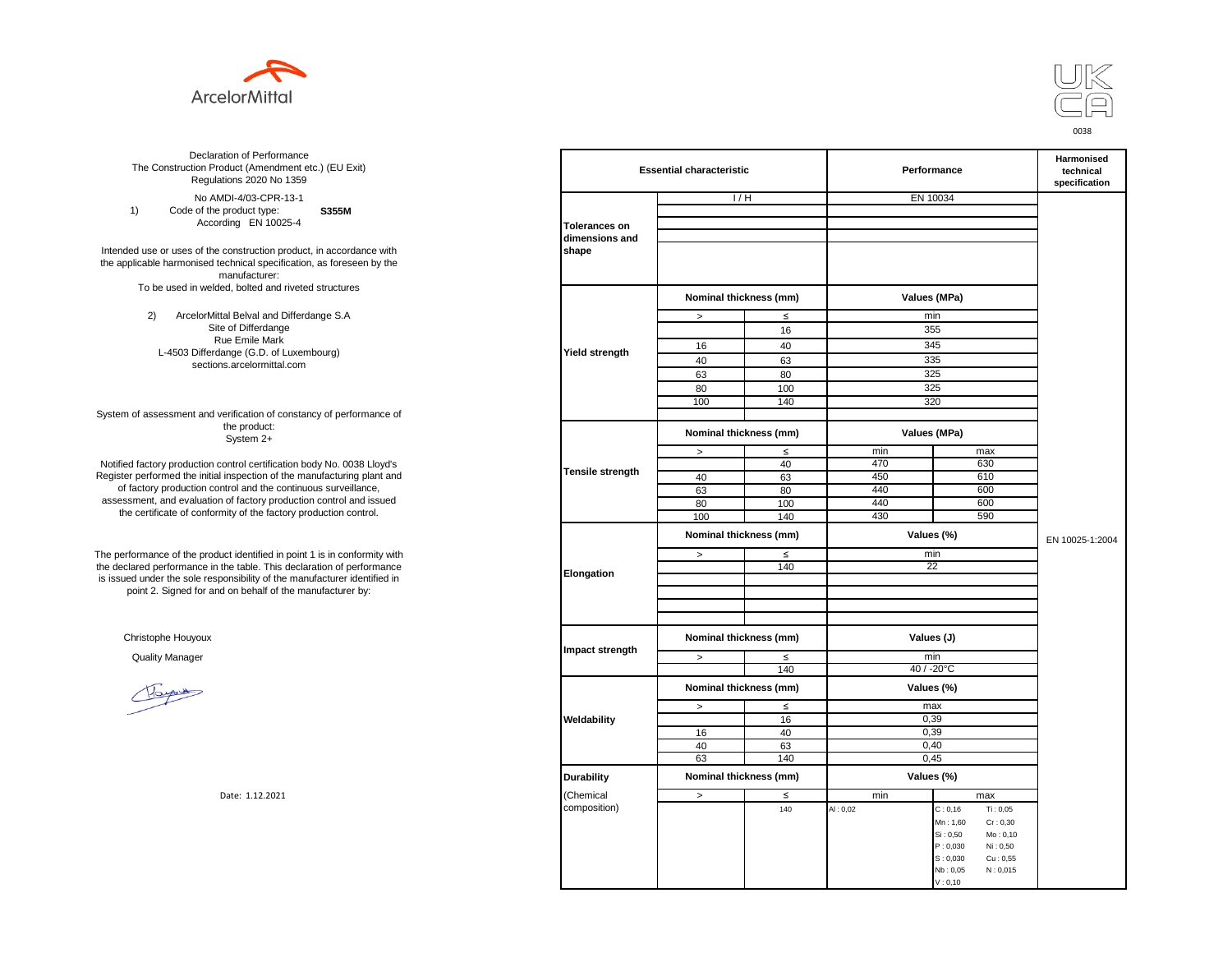ArcelorMittal

UKCA

0038

Declaration of Performance
The Construction Product (Amendment etc.) (EU Exit) Regulations 2020 No 1359

No AMDI-4/03-CPR-13-1

1) Code of the product type: **S355M**
According EN 10025-4

Intended use or uses of the construction product, in accordance with the applicable harmonised technical specification, as foreseen by the manufacturer:
To be used in welded, bolted and riveted structures

2) ArcelorMittal Belval and Differdange S.A
Site of Differdange
Rue Emile Mark
L-4503 Differdange (G.D. of Luxembourg)
sections.arcelormittal.com

System of assessment and verification of constancy of performance of the product:
System 2+

Notified factory production control certification body No. 0038 Lloyd's Register performed the initial inspection of the manufacturing plant and of factory production control and the continuous surveillance, assessment, and evaluation of factory production control and issued the certificate of conformity of the factory production control.

The performance of the product identified in point 1 is in conformity with the declared performance in the table. This declaration of performance is issued under the sole responsibility of the manufacturer identified in point 2. Signed for and on behalf of the manufacturer by:

Christophe Houyoux

Quality Manager

Date: 1.12.2021

| Essential characteristic | | | Performance | | Harmonised technical specification |
|---|---|---|---|---|---|
| Tolerances on dimensions and shape | I / H | | EN 10034 | | EN 10025-1:2004 |
| Yield strength | Nominal thickness (mm) | | Values (MPa) | | |
| | > | ≤ | min | | |
| | | 16 | 355 | | |
| | 16 | 40 | 345 | | |
| | 40 | 63 | 335 | | |
| | 63 | 80 | 325 | | |
| | 80 | 100 | 325 | | |
| | 100 | 140 | 320 | | |
| Tensile strength | Nominal thickness (mm) | | Values (MPa) | | |
| | > | ≤ | min | max | |
| | | 40 | 470 | 630 | |
| | 40 | 63 | 450 | 610 | |
| | 63 | 80 | 440 | 600 | |
| | 80 | 100 | 440 | 600 | |
| | 100 | 140 | 430 | 590 | |
| Elongation | Nominal thickness (mm) | | Values (%) | | |
| | > | ≤ | min | | |
| | | 140 | 22 | | |
| Impact strength | Nominal thickness (mm) | | Values (J) | | |
| | > | ≤ | min | | |
| | | 140 | 40 / -20°C | | |
| Weldability | Nominal thickness (mm) | | Values (%) | | |
| | > | ≤ | max | | |
| | | 16 | 0,39 | | |
| | 16 | 40 | 0,39 | | |
| | 40 | 63 | 0,40 | | |
| | 63 | 140 | 0,45 | | |
| Durability (Chemical composition) | Nominal thickness (mm) | | Values (%) | | |
| | > | ≤ | min | max | |
| | | 140 | Al : 0,02 | C : 0,16; Ti : 0,05; Mn : 1,60; Cr : 0,30; Si : 0,50; Mo : 0,10; P : 0,030; Ni : 0,50; S : 0,030; Cu : 0,55; Nb : 0,05; N : 0,015; V : 0,10 | |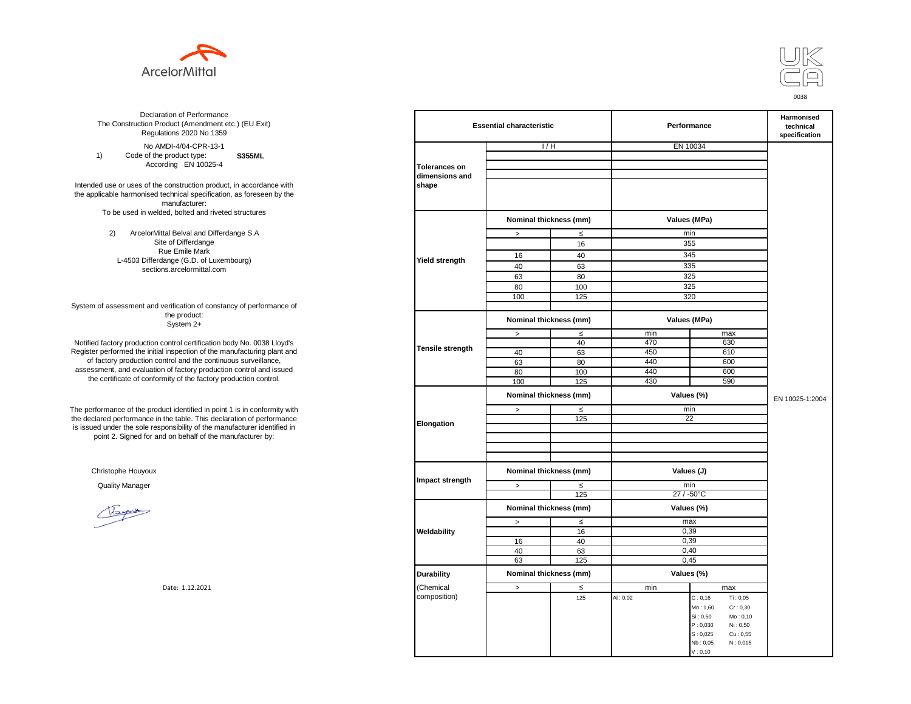ArcelorMittal

UK CA
0038

Declaration of Performance
The Construction Product (Amendment etc.) (EU Exit) Regulations 2020 No 1359

No AMDI-4/04-CPR-13-1

1) Code of the product type: **S355ML**
According EN 10025-4

Intended use or uses of the construction product, in accordance with the applicable harmonised technical specification, as foreseen by the manufacturer:
To be used in welded, bolted and riveted structures

2) ArcelorMittal Belval and Differdange S.A
Site of Differdange
Rue Emile Mark
L-4503 Differdange (G.D. of Luxembourg)
sections.arcelormittal.com

System of assessment and verification of constancy of performance of the product:
System 2+

Notified factory production control certification body No. 0038 Lloyd's Register performed the initial inspection of the manufacturing plant and of factory production control and the continuous surveillance, assessment, and evaluation of factory production control and issued the certificate of conformity of the factory production control.

The performance of the product identified in point 1 is in conformity with the declared performance in the table. This declaration of performance is issued under the sole responsibility of the manufacturer identified in point 2. Signed for and on behalf of the manufacturer by:

Christophe Houyoux

Quality Manager

Date: 1.12.2021

| Essential characteristic | | | Performance | | Harmonised technical specification |
|---|---|---|---|---|---|
| Tolerances on dimensions and shape | I / H | | EN 10034 | | EN 10025-1:2004 |
| Yield strength | Nominal thickness (mm) | | Values (MPa) | | |
| | > | ≤ | min | | |
| | | 16 | 355 | | |
| | 16 | 40 | 345 | | |
| | 40 | 63 | 335 | | |
| | 63 | 80 | 325 | | |
| | 80 | 100 | 325 | | |
| | 100 | 125 | 320 | | |
| Tensile strength | Nominal thickness (mm) | | Values (MPa) | | |
| | > | ≤ | min | max | |
| | | 40 | 470 | 630 | |
| | 40 | 63 | 450 | 610 | |
| | 63 | 80 | 440 | 600 | |
| | 80 | 100 | 440 | 600 | |
| | 100 | 125 | 430 | 590 | |
| Elongation | Nominal thickness (mm) | | Values (%) | | |
| | > | ≤ | min | | |
| | | 125 | 22 | | |
| Impact strength | Nominal thickness (mm) | | Values (J) | | |
| | > | ≤ | min | | |
| | | 125 | 27 / -50°C | | |
| Weldability | Nominal thickness (mm) | | Values (%) | | |
| | > | ≤ | max | | |
| | | 16 | 0,39 | | |
| | 16 | 40 | 0,39 | | |
| | 40 | 63 | 0,40 | | |
| | 63 | 125 | 0,45 | | |
| Durability (Chemical composition) | Nominal thickness (mm) | | Values (%) | | |
| | > | ≤ | min | max | |
| | | 125 | Al : 0,02 | C : 0,16; Ti : 0,05; Mn : 1,60; Cr : 0,30; Si : 0,50; Mo : 0,10; P : 0,030; Ni : 0,50; S : 0,025; Cu : 0,55; Nb : 0,05; N : 0,015; V : 0,10 | |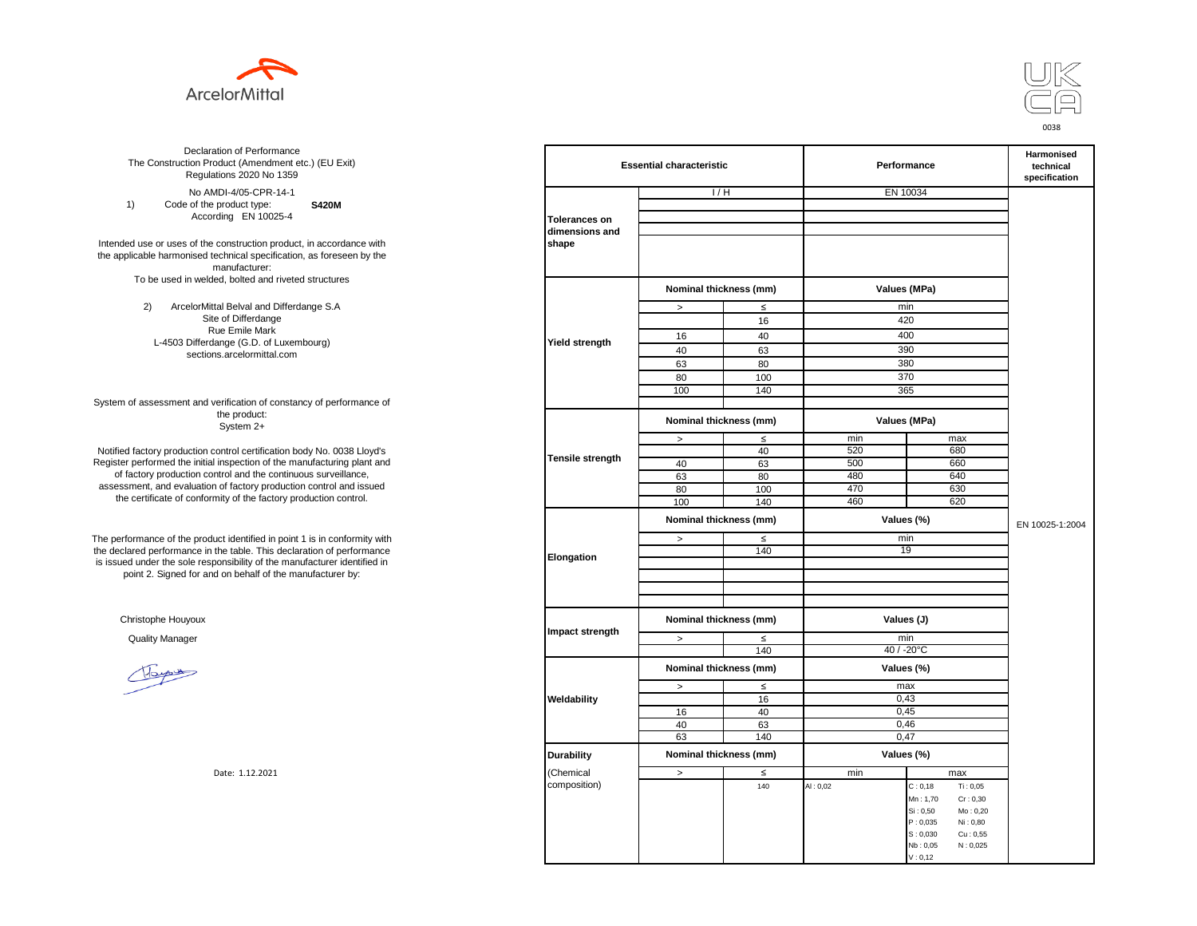ArcelorMittal

UK CA

0038

Declaration of Performance
The Construction Product (Amendment etc.) (EU Exit) Regulations 2020 No 1359

No AMDI-4/05-CPR-14-1

1) Code of the product type: **S420M**
According EN 10025-4

Intended use or uses of the construction product, in accordance with the applicable harmonised technical specification, as foreseen by the manufacturer:
To be used in welded, bolted and riveted structures

2) ArcelorMittal Belval and Differdange S.A
Site of Differdange
Rue Emile Mark
L-4503 Differdange (G.D. of Luxembourg)
sections.arcelormittal.com

System of assessment and verification of constancy of performance of the product:
System 2+

Notified factory production control certification body No. 0038 Lloyd's Register performed the initial inspection of the manufacturing plant and of factory production control and the continuous surveillance, assessment, and evaluation of factory production control and issued the certificate of conformity of the factory production control.

The performance of the product identified in point 1 is in conformity with the declared performance in the table. This declaration of performance is issued under the sole responsibility of the manufacturer identified in point 2. Signed for and on behalf of the manufacturer by:

Christophe Houyoux

Quality Manager

Date: 1.12.2021

| Essential characteristic | | | Performance | | Harmonised technical specification |
|---|---|---|---|---|---|
| Tolerances on dimensions and shape | I / H | | EN 10034 | | EN 10025-1:2004 |
| Yield strength | Nominal thickness (mm) | | Values (MPa) | | |
| | > | ≤ | min | | |
| | | 16 | 420 | | |
| | 16 | 40 | 400 | | |
| | 40 | 63 | 390 | | |
| | 63 | 80 | 380 | | |
| | 80 | 100 | 370 | | |
| | 100 | 140 | 365 | | |
| Tensile strength | Nominal thickness (mm) | | Values (MPa) | | |
| | > | ≤ | min | max | |
| | | 40 | 520 | 680 | |
| | 40 | 63 | 500 | 660 | |
| | 63 | 80 | 480 | 640 | |
| | 80 | 100 | 470 | 630 | |
| | 100 | 140 | 460 | 620 | |
| Elongation | Nominal thickness (mm) | | Values (%) | | |
| | > | ≤ | min | | |
| | | 140 | 19 | | |
| Impact strength | Nominal thickness (mm) | | Values (J) | | |
| | > | ≤ | min | | |
| | | 140 | 40 / -20°C | | |
| Weldability | Nominal thickness (mm) | | Values (%) | | |
| | > | ≤ | max | | |
| | | 16 | 0,43 | | |
| | 16 | 40 | 0,45 | | |
| | 40 | 63 | 0,46 | | |
| | 63 | 140 | 0,47 | | |
| Durability (Chemical composition) | Nominal thickness (mm) | | Values (%) | | |
| | > | ≤ | min | max | |
| | | 140 | Al : 0,02 | C : 0,18; Mn : 1,70; Si : 0,50; P : 0,035; S : 0,030; Nb : 0,05; V : 0,12; Ti : 0,05; Cr : 0,30; Mo : 0,20; Ni : 0,80; Cu : 0,55; N : 0,025 | |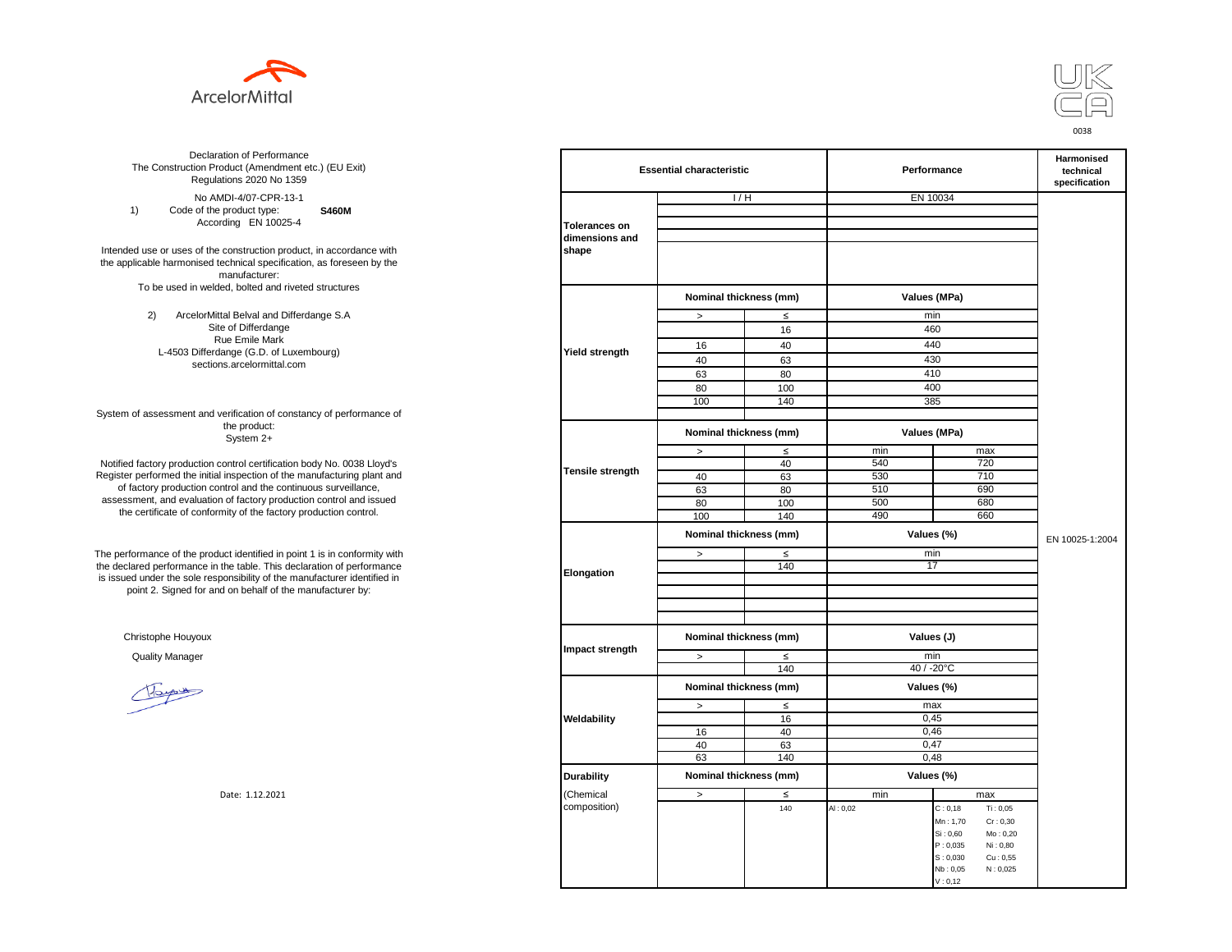ArcelorMittal

UK CA 0038

Declaration of Performance
The Construction Product (Amendment etc.) (EU Exit) Regulations 2020 No 1359

No AMDI-4/07-CPR-13-1

1) Code of the product type: **S460M**
According EN 10025-4

Intended use or uses of the construction product, in accordance with the applicable harmonised technical specification, as foreseen by the manufacturer:
To be used in welded, bolted and riveted structures

2) ArcelorMittal Belval and Differdange S.A
Site of Differdange
Rue Emile Mark
L-4503 Differdange (G.D. of Luxembourg)
sections.arcelormittal.com

System of assessment and verification of constancy of performance of the product:
System 2+

Notified factory production control certification body No. 0038 Lloyd's Register performed the initial inspection of the manufacturing plant and of factory production control and the continuous surveillance, assessment, and evaluation of factory production control and issued the certificate of conformity of the factory production control.

The performance of the product identified in point 1 is in conformity with the declared performance in the table. This declaration of performance is issued under the sole responsibility of the manufacturer identified in point 2. Signed for and on behalf of the manufacturer by:

Christophe Houyoux

Quality Manager

Date: 1.12.2021

| Essential characteristic | | | Performance | | Harmonised technical specification |
|---|---|---|---|---|---|
| Tolerances on dimensions and shape | I / H | | EN 10034 | | EN 10025-1:2004 |
| Yield strength | Nominal thickness (mm) | | Values (MPa) | | |
| | > | ≤ | min | | |
| | | 16 | 460 | | |
| | 16 | 40 | 440 | | |
| | 40 | 63 | 430 | | |
| | 63 | 80 | 410 | | |
| | 80 | 100 | 400 | | |
| | 100 | 140 | 385 | | |
| Tensile strength | Nominal thickness (mm) | | Values (MPa) | | |
| | > | ≤ | min | max | |
| | | 40 | 540 | 720 | |
| | 40 | 63 | 530 | 710 | |
| | 63 | 80 | 510 | 690 | |
| | 80 | 100 | 500 | 680 | |
| | 100 | 140 | 490 | 660 | |
| Elongation | Nominal thickness (mm) | | Values (%) | | |
| | > | ≤ | min | | |
| | | 140 | 17 | | |
| Impact strength | Nominal thickness (mm) | | Values (J) | | |
| | > | ≤ | min | | |
| | | 140 | 40 / -20°C | | |
| Weldability | Nominal thickness (mm) | | Values (%) | | |
| | > | ≤ | max | | |
| | | 16 | 0,45 | | |
| | 16 | 40 | 0,46 | | |
| | 40 | 63 | 0,47 | | |
| | 63 | 140 | 0,48 | | |
| Durability (Chemical composition) | Nominal thickness (mm) | | Values (%) | | |
| | > | ≤ | min | max | |
| | | 140 | Al : 0,02 | C : 0,18; Ti : 0,05; Mn : 1,70; Cr : 0,30; Si : 0,60; Mo : 0,20; P : 0,035; Ni : 0,80; S : 0,030; Cu : 0,55; Nb : 0,05; N : 0,025; V : 0,12 | |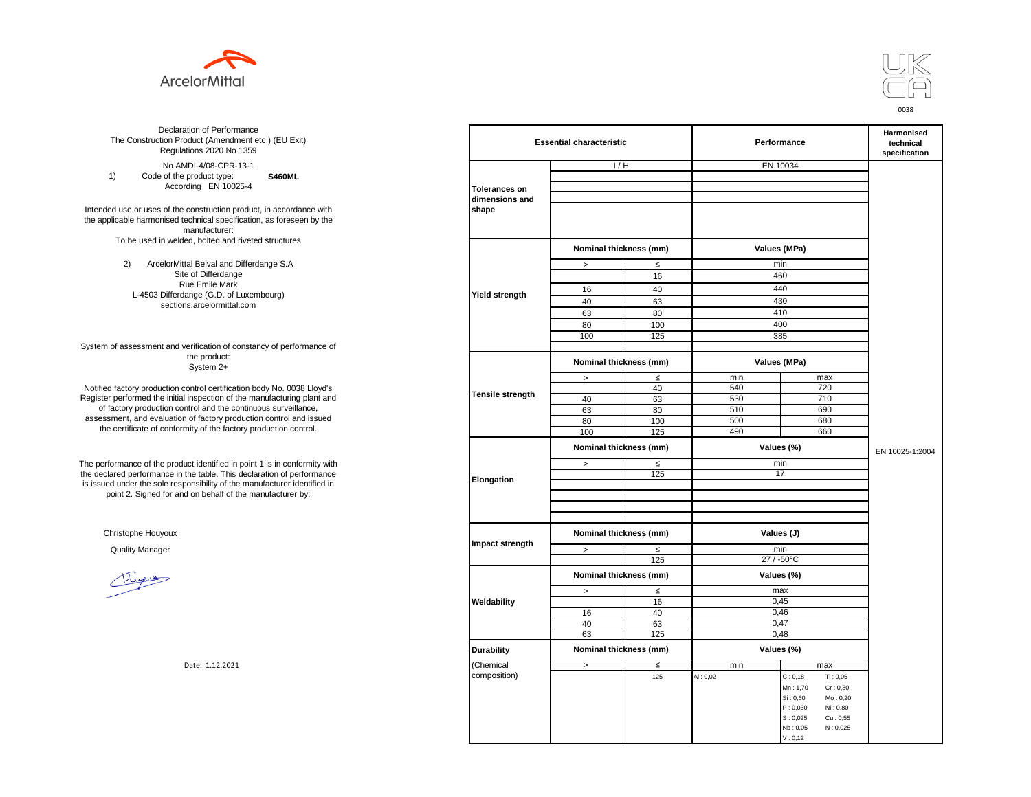ArcelorMittal

UK CA

0038

Declaration of Performance
The Construction Product (Amendment etc.) (EU Exit)
Regulations 2020 No 1359

No AMDI-4/08-CPR-13-1

1) Code of the product type: **S460ML**
According EN 10025-4

Intended use or uses of the construction product, in accordance with the applicable harmonised technical specification, as foreseen by the manufacturer:
To be used in welded, bolted and riveted structures

2) ArcelorMittal Belval and Differdange S.A
Site of Differdange
Rue Emile Mark
L-4503 Differdange (G.D. of Luxembourg)
sections.arcelormittal.com

System of assessment and verification of constancy of performance of the product:
System 2+

Notified factory production control certification body No. 0038 Lloyd's Register performed the initial inspection of the manufacturing plant and of factory production control and the continuous surveillance, assessment, and evaluation of factory production control and issued the certificate of conformity of the factory production control.

The performance of the product identified in point 1 is in conformity with the declared performance in the table. This declaration of performance is issued under the sole responsibility of the manufacturer identified in point 2. Signed for and on behalf of the manufacturer by:

Christophe Houyoux

Quality Manager

Date: 1.12.2021

| Essential characteristic | | | Performance | | Harmonised technical specification |
|---|---|---|---|---|---|
| Tolerances on dimensions and shape | I / H | | EN 10034 | | EN 10025-1:2004 |
| Yield strength | Nominal thickness (mm) | | Values (MPa) | | |
| | > | ≤ | min | | |
| | | 16 | 460 | | |
| | 16 | 40 | 440 | | |
| | 40 | 63 | 430 | | |
| | 63 | 80 | 410 | | |
| | 80 | 100 | 400 | | |
| | 100 | 125 | 385 | | |
| Tensile strength | Nominal thickness (mm) | | Values (MPa) | | |
| | > | ≤ | min | max | |
| | | 40 | 540 | 720 | |
| | 40 | 63 | 530 | 710 | |
| | 63 | 80 | 510 | 690 | |
| | 80 | 100 | 500 | 680 | |
| | 100 | 125 | 490 | 660 | |
| Elongation | Nominal thickness (mm) | | Values (%) | | |
| | > | ≤ | min | | |
| | | 125 | 17 | | |
| Impact strength | Nominal thickness (mm) | | Values (J) | | |
| | > | ≤ | min | | |
| | | 125 | 27 / -50°C | | |
| Weldability | Nominal thickness (mm) | | Values (%) | | |
| | > | ≤ | max | | |
| | | 16 | 0,45 | | |
| | 16 | 40 | 0,46 | | |
| | 40 | 63 | 0,47 | | |
| | 63 | 125 | 0,48 | | |
| Durability (Chemical composition) | Nominal thickness (mm) | | Values (%) | | |
| | > | ≤ | min | max | |
| | | 125 | Al : 0,02 | C : 0,18; Mn : 1,70; Si : 0,60; P : 0,030; S : 0,025; Nb : 0,05; V : 0,12; Ti : 0,05; Cr : 0,30; Mo : 0,20; Ni : 0,80; Cu : 0,55; N : 0,025 | |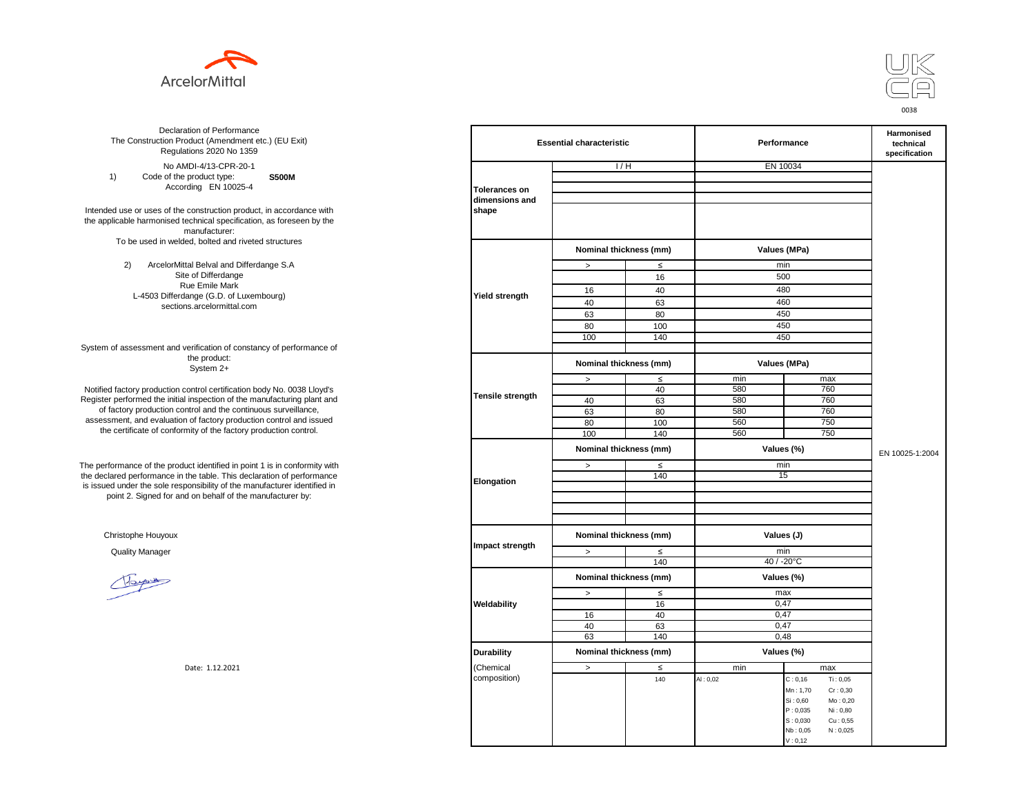ArcelorMittal

UK CA

0038

Declaration of Performance
The Construction Product (Amendment etc.) (EU Exit) Regulations 2020 No 1359

No AMDI-4/13-CPR-20-1

1) Code of the product type: **S500M**
According EN 10025-4

Intended use or uses of the construction product, in accordance with the applicable harmonised technical specification, as foreseen by the manufacturer:
To be used in welded, bolted and riveted structures

2) ArcelorMittal Belval and Differdange S.A
Site of Differdange
Rue Emile Mark
L-4503 Differdange (G.D. of Luxembourg)
sections.arcelormittal.com

System of assessment and verification of constancy of performance of the product:
System 2+

Notified factory production control certification body No. 0038 Lloyd's Register performed the initial inspection of the manufacturing plant and of factory production control and the continuous surveillance, assessment, and evaluation of factory production control and issued the certificate of conformity of the factory production control.

The performance of the product identified in point 1 is in conformity with the declared performance in the table. This declaration of performance is issued under the sole responsibility of the manufacturer identified in point 2. Signed for and on behalf of the manufacturer by:

Christophe Houyoux

Quality Manager

Date: 1.12.2021

| Essential characteristic | | | Performance | | Harmonised technical specification |
|---|---|---|---|---|---|
| Tolerances on dimensions and shape | I / H | | EN 10034 | | EN 10025-1:2004 |
| Yield strength | Nominal thickness (mm) | | Values (MPa) | | |
| | > | ≤ | min | | |
| | | 16 | 500 | | |
| | 16 | 40 | 480 | | |
| | 40 | 63 | 460 | | |
| | 63 | 80 | 450 | | |
| | 80 | 100 | 450 | | |
| | 100 | 140 | 450 | | |
| Tensile strength | Nominal thickness (mm) | | Values (MPa) | | |
| | > | ≤ | min | max | |
| | | 40 | 580 | 760 | |
| | 40 | 63 | 580 | 760 | |
| | 63 | 80 | 580 | 760 | |
| | 80 | 100 | 560 | 750 | |
| | 100 | 140 | 560 | 750 | |
| Elongation | Nominal thickness (mm) | | Values (%) | | |
| | > | ≤ | min | | |
| | | 140 | 15 | | |
| Impact strength | Nominal thickness (mm) | | Values (J) | | |
| | > | ≤ | min | | |
| | | 140 | 40 / -20°C | | |
| Weldability | Nominal thickness (mm) | | Values (%) | | |
| | > | ≤ | max | | |
| | | 16 | 0,47 | | |
| | 16 | 40 | 0,47 | | |
| | 40 | 63 | 0,47 | | |
| | 63 | 140 | 0,48 | | |
| Durability (Chemical composition) | Nominal thickness (mm) | | Values (%) | | |
| | > | ≤ | min | max | |
| | | 140 | Al : 0,02 | C : 0,16 Ti : 0,05 Mn : 1,70 Cr : 0,30 Si : 0,60 Mo : 0,20 P : 0,035 Ni : 0,80 S : 0,030 Cu : 0,55 Nb : 0,05 N : 0,025 V : 0,12 | |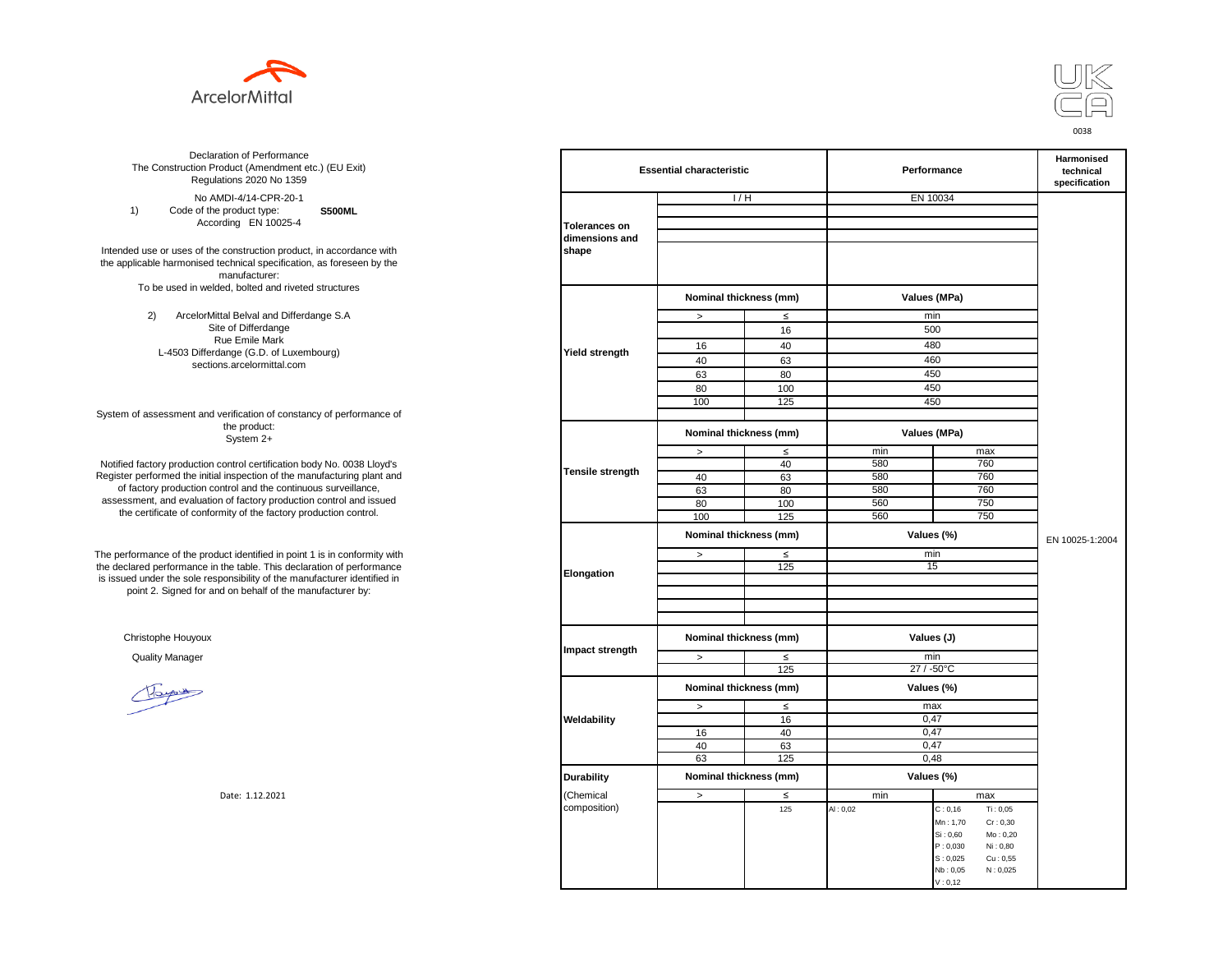ArcelorMittal

UK CA 0038

Declaration of Performance
The Construction Product (Amendment etc.) (EU Exit) Regulations 2020 No 1359

No AMDI-4/14-CPR-20-1

1) Code of the product type: **S500ML**
According EN 10025-4

Intended use or uses of the construction product, in accordance with the applicable harmonised technical specification, as foreseen by the manufacturer:
To be used in welded, bolted and riveted structures

2) ArcelorMittal Belval and Differdange S.A
Site of Differdange
Rue Emile Mark
L-4503 Differdange (G.D. of Luxembourg)
sections.arcelormittal.com

System of assessment and verification of constancy of performance of the product:
System 2+

Notified factory production control certification body No. 0038 Lloyd's Register performed the initial inspection of the manufacturing plant and of factory production control and the continuous surveillance, assessment, and evaluation of factory production control and issued the certificate of conformity of the factory production control.

The performance of the product identified in point 1 is in conformity with the declared performance in the table. This declaration of performance is issued under the sole responsibility of the manufacturer identified in point 2. Signed for and on behalf of the manufacturer by:

Christophe Houyoux

Quality Manager

Date: 1.12.2021

| Essential characteristic | | | Performance | | Harmonised technical specification |
|---|---|---|---|---|---|
| Tolerances on dimensions and shape | I / H | | EN 10034 | | EN 10025-1:2004 |
| Yield strength | Nominal thickness (mm) | | Values (MPa) | | |
| | > | ≤ | min | | |
| | | 16 | 500 | | |
| | 16 | 40 | 480 | | |
| | 40 | 63 | 460 | | |
| | 63 | 80 | 450 | | |
| | 80 | 100 | 450 | | |
| | 100 | 125 | 450 | | |
| Tensile strength | Nominal thickness (mm) | | Values (MPa) | | |
| | > | ≤ | min | max | |
| | | 40 | 580 | 760 | |
| | 40 | 63 | 580 | 760 | |
| | 63 | 80 | 580 | 760 | |
| | 80 | 100 | 560 | 750 | |
| | 100 | 125 | 560 | 750 | |
| Elongation | Nominal thickness (mm) | | Values (%) | | |
| | > | ≤ | min | | |
| | | 125 | 15 | | |
| Impact strength | Nominal thickness (mm) | | Values (J) | | |
| | > | ≤ | min | | |
| | | 125 | 27 / -50°C | | |
| Weldability | Nominal thickness (mm) | | Values (%) | | |
| | > | ≤ | max | | |
| | | 16 | 0,47 | | |
| | 16 | 40 | 0,47 | | |
| | 40 | 63 | 0,47 | | |
| | 63 | 125 | 0,48 | | |
| Durability (Chemical composition) | Nominal thickness (mm) | | Values (%) | | |
| | > | ≤ | min | max | |
| | | 125 | Al : 0,02 | C : 0,16; Ti : 0,05; Mn : 1,70; Cr : 0,30; Si : 0,60; Mo : 0,20; P : 0,030; Ni : 0,80; S : 0,025; Cu : 0,55; Nb : 0,05; N : 0,025; V : 0,12 | |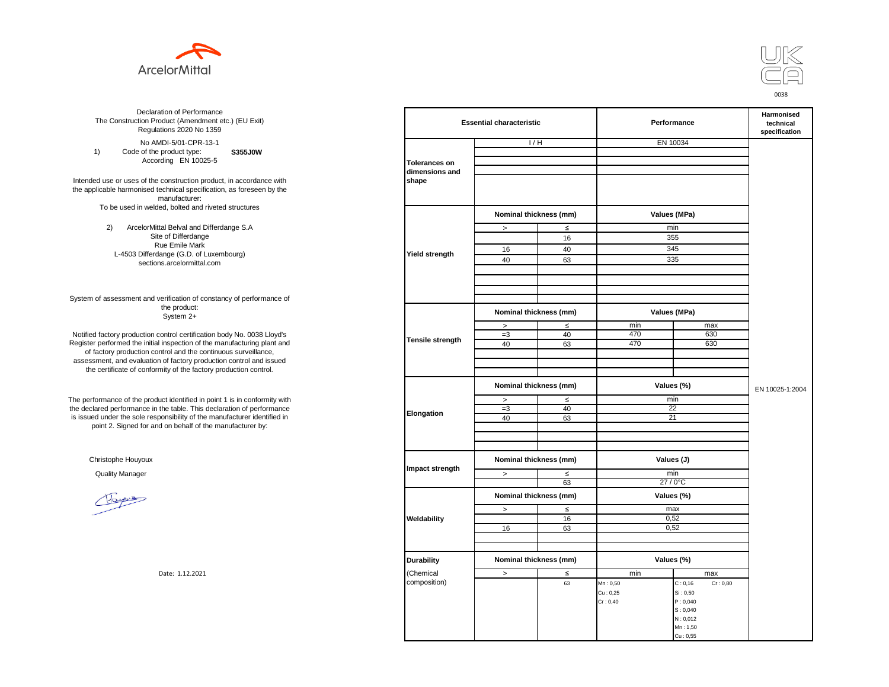ArcelorMittal

UK CA 0038

Declaration of Performance
The Construction Product (Amendment etc.) (EU Exit) Regulations 2020 No 1359

No AMDI-5/01-CPR-13-1

1) Code of the product type: **S355J0W**
According EN 10025-5

Intended use or uses of the construction product, in accordance with the applicable harmonised technical specification, as foreseen by the manufacturer:
To be used in welded, bolted and riveted structures

2) ArcelorMittal Belval and Differdange S.A
Site of Differdange
Rue Emile Mark
L-4503 Differdange (G.D. of Luxembourg)
sections.arcelormittal.com

System of assessment and verification of constancy of performance of the product:
System 2+

Notified factory production control certification body No. 0038 Lloyd's Register performed the initial inspection of the manufacturing plant and of factory production control and the continuous surveillance, assessment, and evaluation of factory production control and issued the certificate of conformity of the factory production control.

The performance of the product identified in point 1 is in conformity with the declared performance in the table. This declaration of performance is issued under the sole responsibility of the manufacturer identified in point 2. Signed for and on behalf of the manufacturer by:

Christophe Houyoux

Quality Manager

Date: 1.12.2021

| Essential characteristic | | | Performance | | Harmonised technical specification |
|---|---|---|---|---|---|
| Tolerances on dimensions and shape | I / H | | EN 10034 | | EN 10025-1:2004 |
| Yield strength | Nominal thickness (mm) | | Values (MPa) | | |
| | > | ≤ | min | | |
| | | 16 | 355 | | |
| | 16 | 40 | 345 | | |
| | 40 | 63 | 335 | | |
| Tensile strength | Nominal thickness (mm) | | Values (MPa) | | |
| | > | ≤ | min | max | |
| | =3 | 40 | 470 | 630 | |
| | 40 | 63 | 470 | 630 | |
| Elongation | Nominal thickness (mm) | | Values (%) | | |
| | > | ≤ | min | | |
| | =3 | 40 | 22 | | |
| | 40 | 63 | 21 | | |
| Impact strength | Nominal thickness (mm) | | Values (J) | | |
| | > | ≤ | min | | |
| | | 63 | 27 / 0°C | | |
| Weldability | Nominal thickness (mm) | | Values (%) | | |
| | > | ≤ | max | | |
| | | 16 | 0,52 | | |
| | 16 | 63 | 0,52 | | |
| Durability (Chemical composition) | Nominal thickness (mm) | | Values (%) | | |
| | > | ≤ | min | max | |
| | | 63 | Mn : 0,50<br>Cu : 0,25<br>Cr : 0,40 | C : 0,16 Cr : 0,80<br>Si : 0,50<br>P : 0,040<br>S : 0,040<br>N : 0,012<br>Mn : 1,50<br>Cu : 0,55 | |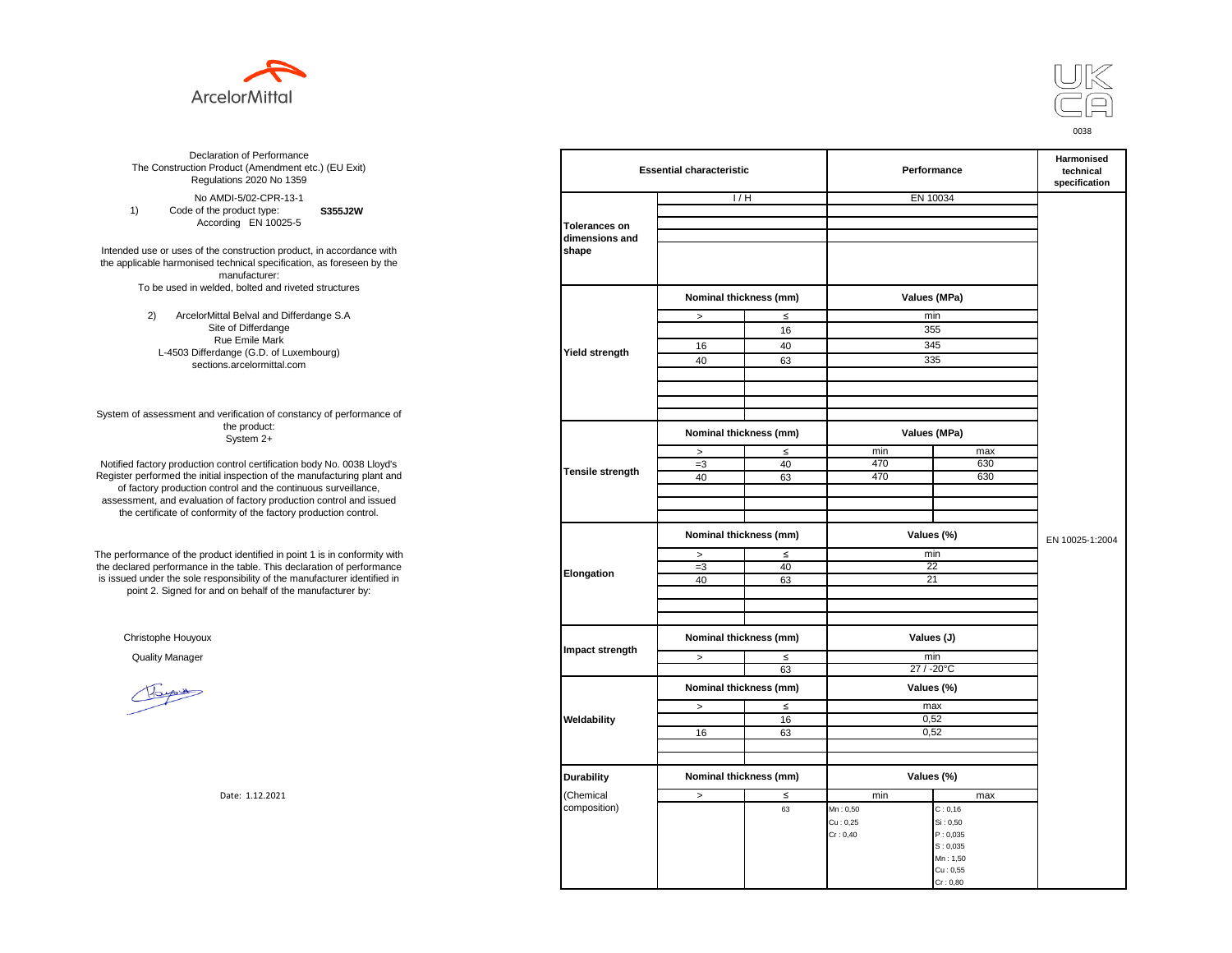ArcelorMittal

UK CA 0038

Declaration of Performance
The Construction Product (Amendment etc.) (EU Exit) Regulations 2020 No 1359

No AMDI-5/02-CPR-13-1

1) Code of the product type: **S355J2W**
According EN 10025-5

Intended use or uses of the construction product, in accordance with the applicable harmonised technical specification, as foreseen by the manufacturer:
To be used in welded, bolted and riveted structures

2) ArcelorMittal Belval and Differdange S.A
Site of Differdange
Rue Emile Mark
L-4503 Differdange (G.D. of Luxembourg)
sections.arcelormittal.com

System of assessment and verification of constancy of performance of the product:
System 2+

Notified factory production control certification body No. 0038 Lloyd's Register performed the initial inspection of the manufacturing plant and of factory production control and the continuous surveillance, assessment, and evaluation of factory production control and issued the certificate of conformity of the factory production control.

The performance of the product identified in point 1 is in conformity with the declared performance in the table. This declaration of performance is issued under the sole responsibility of the manufacturer identified in point 2. Signed for and on behalf of the manufacturer by:

Christophe Houyoux

Quality Manager

Date: 1.12.2021

| Essential characteristic | | | Performance | | Harmonised technical specification |
|---|---|---|---|---|---|
| Tolerances on dimensions and shape | I / H | | EN 10034 | | EN 10025-1:2004 |
| Yield strength | Nominal thickness (mm) | | Values (MPa) | | |
| | > | ≤ | min | | |
| | | 16 | 355 | | |
| | 16 | 40 | 345 | | |
| | 40 | 63 | 335 | | |
| Tensile strength | Nominal thickness (mm) | | Values (MPa) | | |
| | > | ≤ | min | max | |
| | =3 | 40 | 470 | 630 | |
| | 40 | 63 | 470 | 630 | |
| Elongation | Nominal thickness (mm) | | Values (%) | | |
| | > | ≤ | min | | |
| | =3 | 40 | 22 | | |
| | 40 | 63 | 21 | | |
| Impact strength | Nominal thickness (mm) | | Values (J) | | |
| | > | ≤ | min | | |
| | | 63 | 27 / -20°C | | |
| Weldability | Nominal thickness (mm) | | Values (%) | | |
| | > | ≤ | max | | |
| | | 16 | 0,52 | | |
| | 16 | 63 | 0,52 | | |
| Durability (Chemical composition) | Nominal thickness (mm) | | Values (%) | | |
| | > | ≤ | min | max | |
| | | 63 | Mn : 0,50<br>Cu : 0,25<br>Cr : 0,40 | C : 0,16<br>Si : 0,50<br>P : 0,035<br>S : 0,035<br>Mn : 1,50<br>Cu : 0,55<br>Cr : 0,80 | |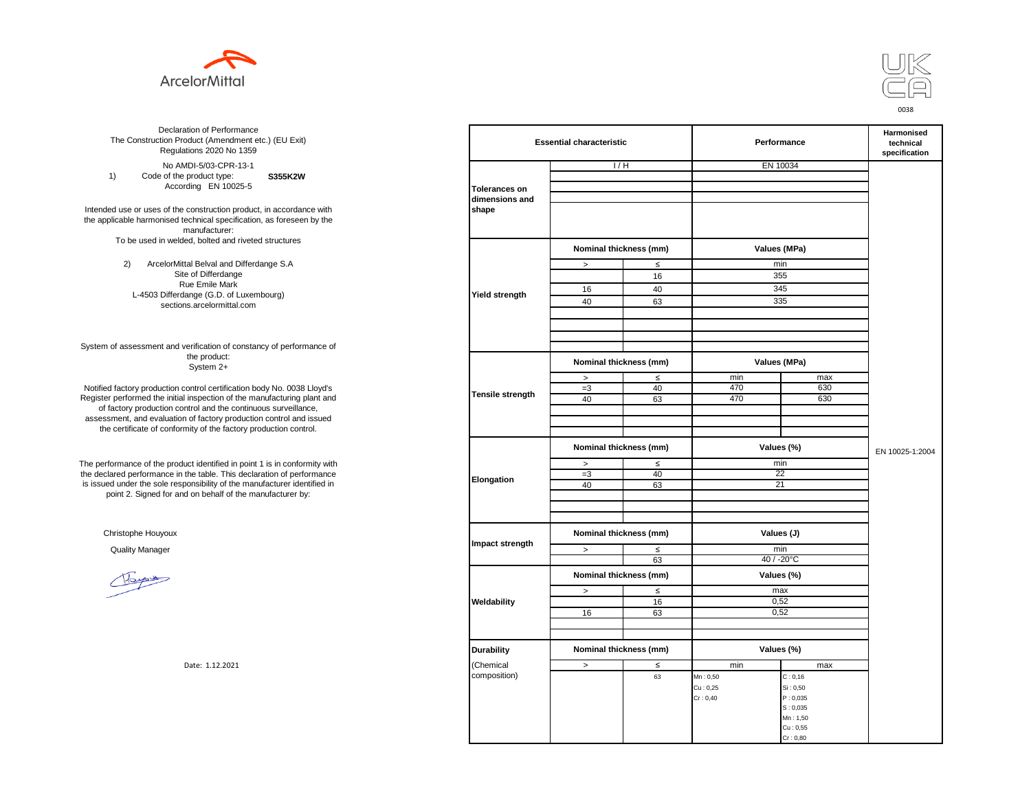ArcelorMittal

UK CA
0038

Declaration of Performance
The Construction Product (Amendment etc.) (EU Exit) Regulations 2020 No 1359

No AMDI-5/03-CPR-13-1

1) Code of the product type: **S355K2W**
According EN 10025-5

Intended use or uses of the construction product, in accordance with the applicable harmonised technical specification, as foreseen by the manufacturer:
To be used in welded, bolted and riveted structures

2) ArcelorMittal Belval and Differdange S.A
Site of Differdange
Rue Emile Mark
L-4503 Differdange (G.D. of Luxembourg)
sections.arcelormittal.com

System of assessment and verification of constancy of performance of the product:
System 2+

Notified factory production control certification body No. 0038 Lloyd's Register performed the initial inspection of the manufacturing plant and of factory production control and the continuous surveillance, assessment, and evaluation of factory production control and issued the certificate of conformity of the factory production control.

The performance of the product identified in point 1 is in conformity with the declared performance in the table. This declaration of performance is issued under the sole responsibility of the manufacturer identified in point 2. Signed for and on behalf of the manufacturer by:

Christophe Houyoux

Quality Manager

Date: 1.12.2021

| Essential characteristic | | | Performance | | Harmonised technical specification |
|---|---|---|---|---|---|
| Tolerances on dimensions and shape | I / H | | EN 10034 | | EN 10025-1:2004 |
| Yield strength | Nominal thickness (mm) | | Values (MPa) | | |
| | > | ≤ | min | | |
| | | 16 | 355 | | |
| | 16 | 40 | 345 | | |
| | 40 | 63 | 335 | | |
| Tensile strength | Nominal thickness (mm) | | Values (MPa) | | |
| | > | ≤ | min | max | |
| | =3 | 40 | 470 | 630 | |
| | 40 | 63 | 470 | 630 | |
| Elongation | Nominal thickness (mm) | | Values (%) | | |
| | > | ≤ | min | | |
| | =3 | 40 | 22 | | |
| | 40 | 63 | 21 | | |
| Impact strength | Nominal thickness (mm) | | Values (J) | | |
| | > | ≤ | min | | |
| | | 63 | 40 / -20°C | | |
| Weldability | Nominal thickness (mm) | | Values (%) | | |
| | > | ≤ | max | | |
| | | 16 | 0,52 | | |
| | 16 | 63 | 0,52 | | |
| Durability (Chemical composition) | Nominal thickness (mm) | | Values (%) | | |
| | > | ≤ | min | max | |
| | | 63 | Mn : 0,50<br>Cu : 0,25<br>Cr : 0,40 | C : 0,16<br>Si : 0,50<br>P : 0,035<br>S : 0,035<br>Mn : 1,50<br>Cu : 0,55<br>Cr : 0,80 | |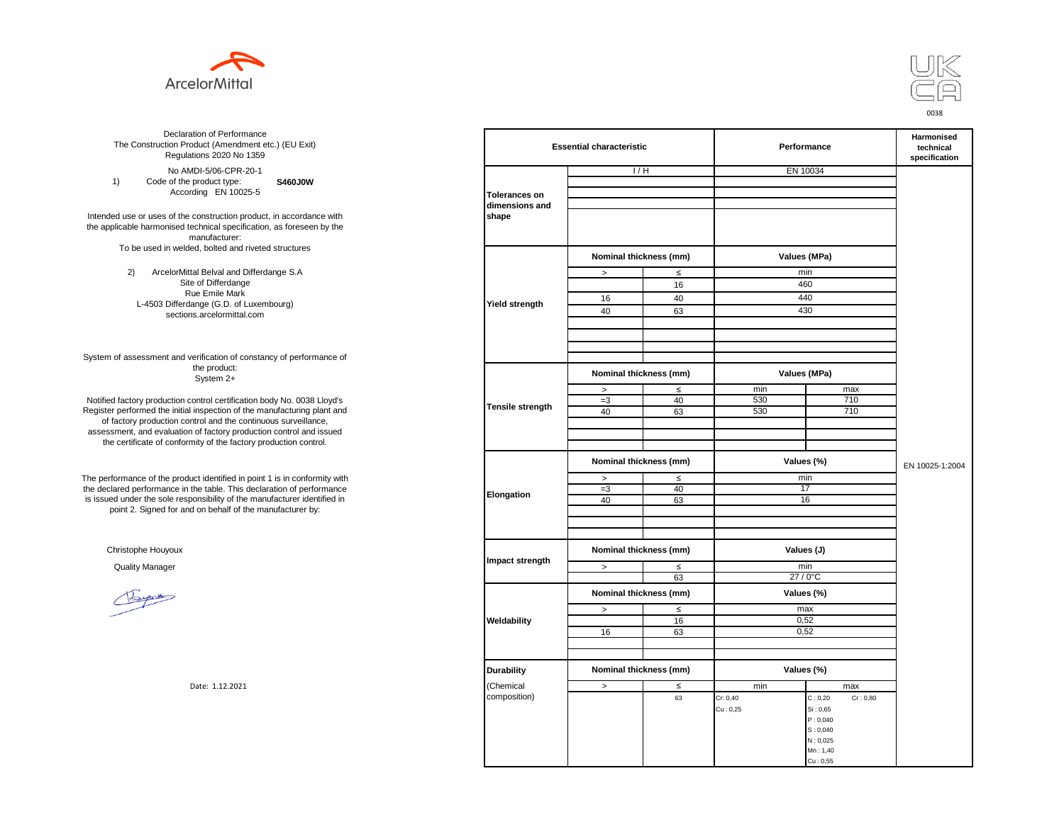ArcelorMittal

UK CA
0038

Declaration of Performance
The Construction Product (Amendment etc.) (EU Exit) Regulations 2020 No 1359

No AMDI-5/06-CPR-20-1

1) Code of the product type: **S460J0W**
According EN 10025-5

Intended use or uses of the construction product, in accordance with the applicable harmonised technical specification, as foreseen by the manufacturer:
To be used in welded, bolted and riveted structures

2) ArcelorMittal Belval and Differdange S.A
Site of Differdange
Rue Emile Mark
L-4503 Differdange (G.D. of Luxembourg)
sections.arcelormittal.com

System of assessment and verification of constancy of performance of the product:
System 2+

Notified factory production control certification body No. 0038 Lloyd's Register performed the initial inspection of the manufacturing plant and of factory production control and the continuous surveillance, assessment, and evaluation of factory production control and issued the certificate of conformity of the factory production control.

The performance of the product identified in point 1 is in conformity with the declared performance in the table. This declaration of performance is issued under the sole responsibility of the manufacturer identified in point 2. Signed for and on behalf of the manufacturer by:

Christophe Houyoux

Quality Manager

Date: 1.12.2021

| Essential characteristic | | | Performance | | Harmonised technical specification |
|---|---|---|---|---|---|
| Tolerances on dimensions and shape | I / H | | EN 10034 | | EN 10025-1:2004 |
| Yield strength | Nominal thickness (mm) | | Values (MPa) | | |
| | > | ≤ | min | | |
| | | 16 | 460 | | |
| | 16 | 40 | 440 | | |
| | 40 | 63 | 430 | | |
| Tensile strength | Nominal thickness (mm) | | Values (MPa) | | |
| | > | ≤ | min | max | |
| | =3 | 40 | 530 | 710 | |
| | 40 | 63 | 530 | 710 | |
| Elongation | Nominal thickness (mm) | | Values (%) | | |
| | > | ≤ | min | | |
| | =3 | 40 | 17 | | |
| | 40 | 63 | 16 | | |
| Impact strength | Nominal thickness (mm) | | Values (J) | | |
| | > | ≤ | min | | |
| | | 63 | 27 / 0°C | | |
| Weldability | Nominal thickness (mm) | | Values (%) | | |
| | > | ≤ | max | | |
| | | 16 | 0,52 | | |
| | 16 | 63 | 0,52 | | |
| Durability (Chemical composition) | Nominal thickness (mm) | | Values (%) | | |
| | > | ≤ | min | max | |
| | | 63 | Cr: 0,40<br>Cu : 0,25 | C : 0,20 Cr : 0,80<br>Si : 0,65<br>P : 0,040<br>S : 0,040<br>N : 0,025<br>Mn : 1,40<br>Cu : 0,55 | |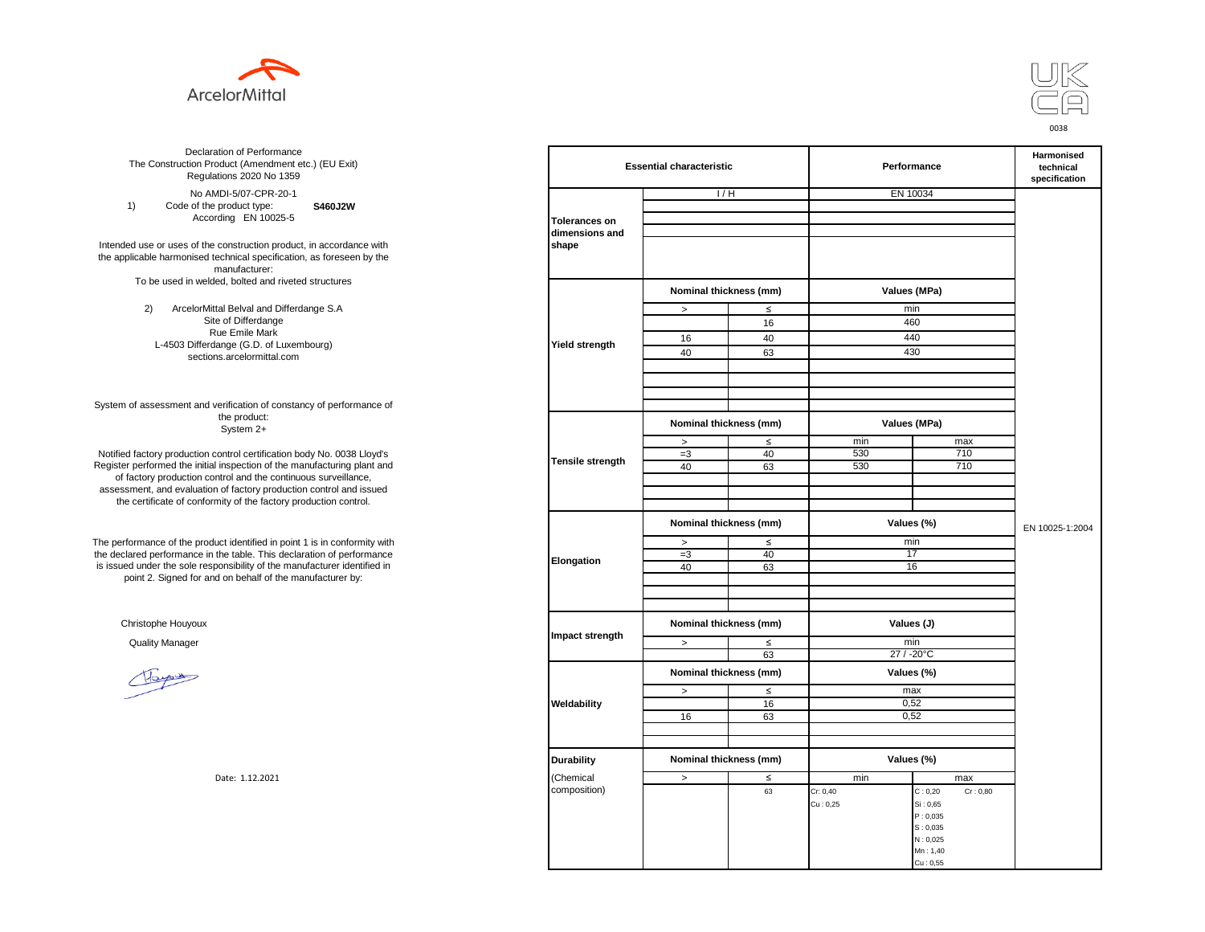ArcelorMittal

UK CA 0038

Declaration of Performance
The Construction Product (Amendment etc.) (EU Exit) Regulations 2020 No 1359

No AMDI-5/07-CPR-20-1

1) Code of the product type: **S460J2W**
According EN 10025-5

Intended use or uses of the construction product, in accordance with the applicable harmonised technical specification, as foreseen by the manufacturer:
To be used in welded, bolted and riveted structures

2) ArcelorMittal Belval and Differdange S.A
Site of Differdange
Rue Emile Mark
L-4503 Differdange (G.D. of Luxembourg)
sections.arcelormittal.com

System of assessment and verification of constancy of performance of the product:
System 2+

Notified factory production control certification body No. 0038 Lloyd's Register performed the initial inspection of the manufacturing plant and of factory production control and the continuous surveillance, assessment, and evaluation of factory production control and issued the certificate of conformity of the factory production control.

The performance of the product identified in point 1 is in conformity with the declared performance in the table. This declaration of performance is issued under the sole responsibility of the manufacturer identified in point 2. Signed for and on behalf of the manufacturer by:

Christophe Houyoux

Quality Manager

Date: 1.12.2021

| Essential characteristic | | | Performance | | Harmonised technical specification |
|---|---|---|---|---|---|
| Tolerances on dimensions and shape | I / H | | EN 10034 | | EN 10025-1:2004 |
| Yield strength | Nominal thickness (mm) | | Values (MPa) | | |
| | > | ≤ | min | | |
| | | 16 | 460 | | |
| | 16 | 40 | 440 | | |
| | 40 | 63 | 430 | | |
| Tensile strength | Nominal thickness (mm) | | Values (MPa) | | |
| | > | ≤ | min | max | |
| | =3 | 40 | 530 | 710 | |
| | 40 | 63 | 530 | 710 | |
| Elongation | Nominal thickness (mm) | | Values (%) | | |
| | > | ≤ | min | | |
| | =3 | 40 | 17 | | |
| | 40 | 63 | 16 | | |
| Impact strength | Nominal thickness (mm) | | Values (J) | | |
| | > | ≤ | min | | |
| | | 63 | 27 / -20°C | | |
| Weldability | Nominal thickness (mm) | | Values (%) | | |
| | > | ≤ | max | | |
| | | 16 | 0,52 | | |
| | 16 | 63 | 0,52 | | |
| Durability (Chemical composition) | Nominal thickness (mm) | | Values (%) | | |
| | > | ≤ | min | max | |
| | | 63 | Cr: 0,40<br>Cu : 0,25 | C : 0,20 Cr : 0,80<br>Si : 0,65<br>P : 0,035<br>S : 0,035<br>N : 0,025<br>Mn : 1,40<br>Cu : 0,55 | |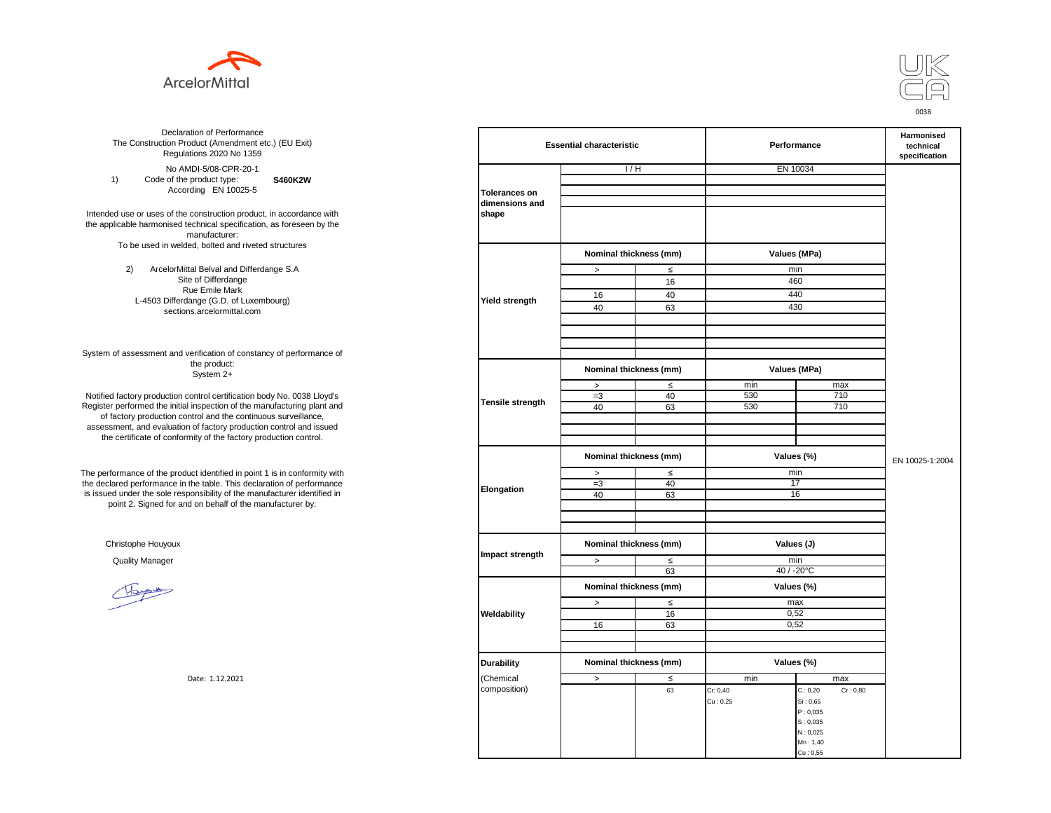ArcelorMittal

UK CA 0038

Declaration of Performance
The Construction Product (Amendment etc.) (EU Exit) Regulations 2020 No 1359

No AMDI-5/08-CPR-20-1

1) Code of the product type: **S460K2W**
According EN 10025-5

Intended use or uses of the construction product, in accordance with the applicable harmonised technical specification, as foreseen by the manufacturer:
To be used in welded, bolted and riveted structures

2) ArcelorMittal Belval and Differdange S.A
Site of Differdange
Rue Emile Mark
L-4503 Differdange (G.D. of Luxembourg)
sections.arcelormittal.com

System of assessment and verification of constancy of performance of the product:
System 2+

Notified factory production control certification body No. 0038 Lloyd's Register performed the initial inspection of the manufacturing plant and of factory production control and the continuous surveillance, assessment, and evaluation of factory production control and issued the certificate of conformity of the factory production control.

The performance of the product identified in point 1 is in conformity with the declared performance in the table. This declaration of performance is issued under the sole responsibility of the manufacturer identified in point 2. Signed for and on behalf of the manufacturer by:

Christophe Houyoux

Quality Manager

Date: 1.12.2021

| Essential characteristic | | | Performance | | Harmonised technical specification |
|---|---|---|---|---|---|
| Tolerances on dimensions and shape | I / H | | EN 10034 | | EN 10025-1:2004 |
| Yield strength | Nominal thickness (mm) | | Values (MPa) | | |
| | > | ≤ | min | | |
| | | 16 | 460 | | |
| | 16 | 40 | 440 | | |
| | 40 | 63 | 430 | | |
| Tensile strength | Nominal thickness (mm) | | Values (MPa) | | |
| | > | ≤ | min | max | |
| | =3 | 40 | 530 | 710 | |
| | 40 | 63 | 530 | 710 | |
| Elongation | Nominal thickness (mm) | | Values (%) | | |
| | > | ≤ | min | | |
| | =3 | 40 | 17 | | |
| | 40 | 63 | 16 | | |
| Impact strength | Nominal thickness (mm) | | Values (J) | | |
| | > | ≤ | min | | |
| | | 63 | 40 / -20°C | | |
| Weldability | Nominal thickness (mm) | | Values (%) | | |
| | > | ≤ | max | | |
| | | 16 | 0,52 | | |
| | 16 | 63 | 0,52 | | |
| Durability (Chemical composition) | Nominal thickness (mm) | | Values (%) | | |
| | > | ≤ | min | max | |
| | | 63 | Cr: 0,40<br>Cu : 0,25 | C : 0,20 Cr : 0,80<br>Si : 0,65<br>P : 0,035<br>S : 0,035<br>N : 0,025<br>Mn : 1,40<br>Cu : 0,55 | |